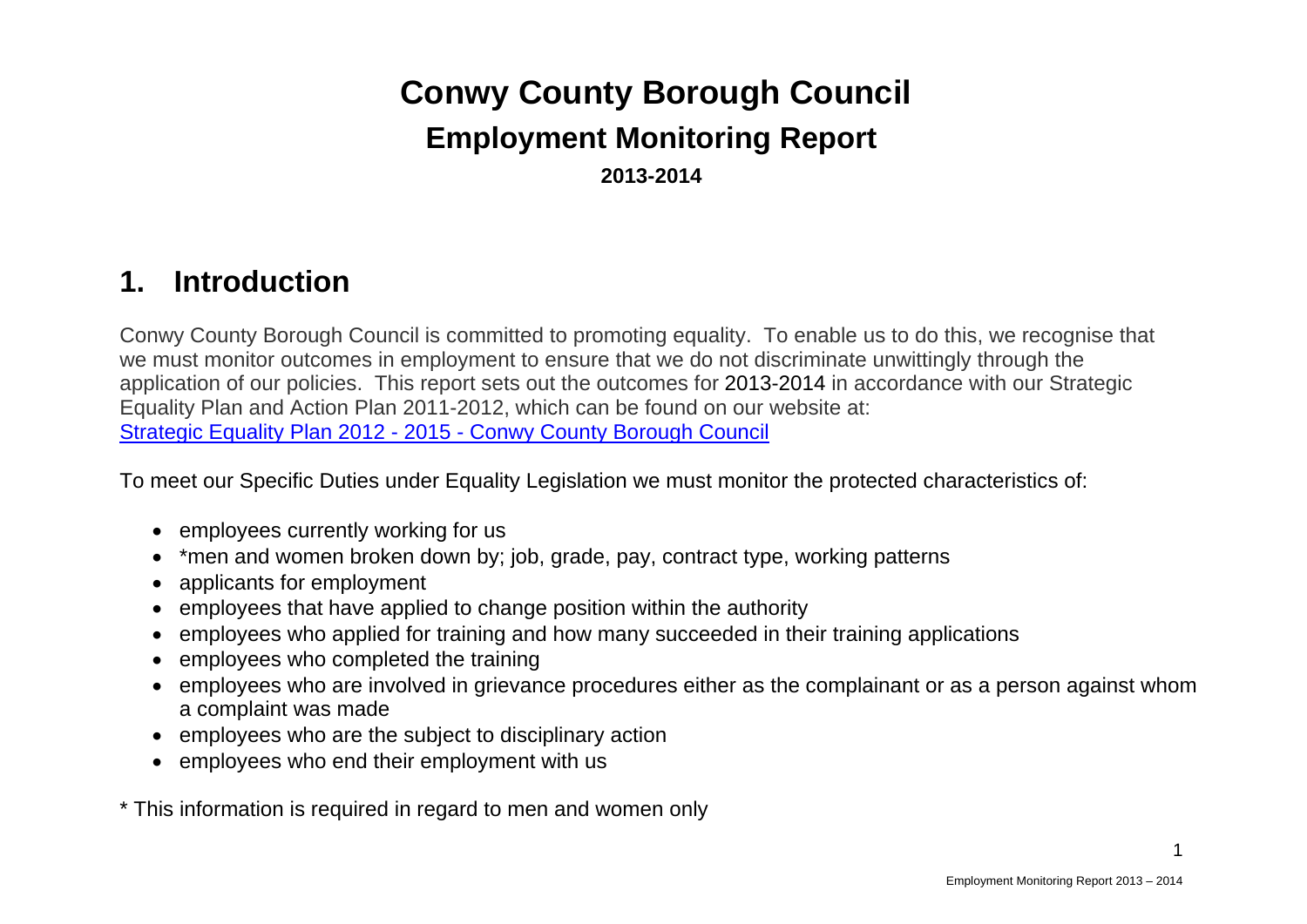# Conwy County Borough Council

## Employment Monitoring Report

**2013-2014**

## 1. Introduction

Conwy County Borough Council is committed to promoting equality. To enable us to do this, we recognise that we must monitor outcomes in employment to ensure that we do not discriminate unwittingly through the application of our policies. This report sets out the outcomes for 2013-2014 in accordance with our Strategic Equality Plan and Action Plan 2011-2012, which can be found on our website at: [Strategic Equality Plan 2012 - 2015 - Conwy County Borough Council]

To meet our Specific Duties under Equality Legislation we must monitor the protected characteristics of:

- employees currently working for us
- *men and women broken down by; job, grade, pay, contract type, working patterns
- applicants for employment
- employees that have applied to change position within the authority
- employees who applied for training and how many succeeded in their training applications
- employees who completed the training
- employees who are involved in grievance procedures either as the complainant or as a person against whom a complaint was made
- employees who are the subject to disciplinary action
- employees who end their employment with us

* This information is required in regard to men and women only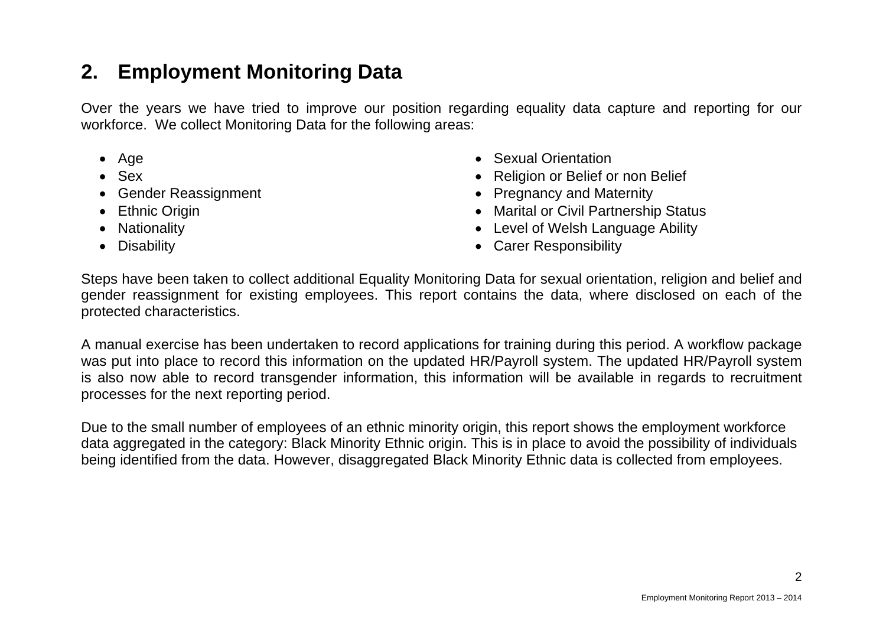## 2. Employment Monitoring Data

Over the years we have tried to improve our position regarding equality data capture and reporting for our workforce. We collect Monitoring Data for the following areas:

- Age
- Sex
- Gender Reassignment
- Ethnic Origin
- Nationality
- Disability
- Sexual Orientation
- Religion or Belief or non Belief
- Pregnancy and Maternity
- Marital or Civil Partnership Status
- Level of Welsh Language Ability
- Carer Responsibility

Steps have been taken to collect additional Equality Monitoring Data for sexual orientation, religion and belief and gender reassignment for existing employees. This report contains the data, where disclosed on each of the protected characteristics.

A manual exercise has been undertaken to record applications for training during this period. A workflow package was put into place to record this information on the updated HR/Payroll system. The updated HR/Payroll system is also now able to record transgender information, this information will be available in regards to recruitment processes for the next reporting period.

Due to the small number of employees of an ethnic minority origin, this report shows the employment workforce data aggregated in the category: Black Minority Ethnic origin. This is in place to avoid the possibility of individuals being identified from the data. However, disaggregated Black Minority Ethnic data is collected from employees.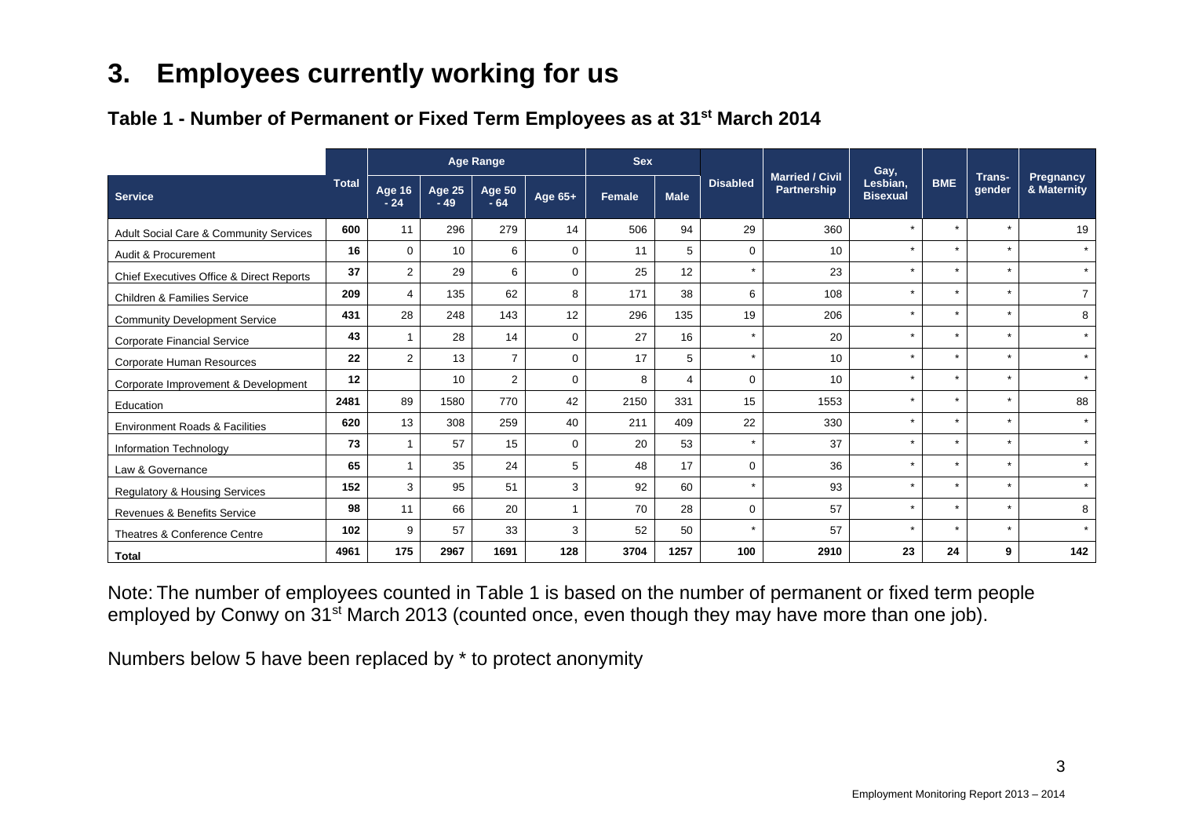# 3. Employees currently working for us

## Table 1 - Number of Permanent or Fixed Term Employees as at 31st March 2014

| Service | Total | Age Range | | | | Sex | | Disabled | Married / Civil Partnership | Gay, Lesbian, Bisexual | BME | Trans-gender | Pregnancy & Maternity |
|---|---|---|---|---|---|---|---|---|---|---|---|---|---|
| | | Age 16 - 24 | Age 25 - 49 | Age 50 - 64 | Age 65+ | Female | Male | | | | | | |
| Adult Social Care & Community Services | 600 | 11 | 296 | 279 | 14 | 506 | 94 | 29 | 360 | * | * | * | 19 |
| Audit & Procurement | 16 | 0 | 10 | 6 | 0 | 11 | 5 | 0 | 10 | * | * | * | * |
| Chief Executives Office & Direct Reports | 37 | 2 | 29 | 6 | 0 | 25 | 12 | * | 23 | * | * | * | * |
| Children & Families Service | 209 | 4 | 135 | 62 | 8 | 171 | 38 | 6 | 108 | * | * | * | 7 |
| Community Development Service | 431 | 28 | 248 | 143 | 12 | 296 | 135 | 19 | 206 | * | * | * | 8 |
| Corporate Financial Service | 43 | 1 | 28 | 14 | 0 | 27 | 16 | * | 20 | * | * | * | * |
| Corporate Human Resources | 22 | 2 | 13 | 7 | 0 | 17 | 5 | * | 10 | * | * | * | * |
| Corporate Improvement & Development | 12 | | 10 | 2 | 0 | 8 | 4 | 0 | 10 | * | * | * | * |
| Education | 2481 | 89 | 1580 | 770 | 42 | 2150 | 331 | 15 | 1553 | * | * | * | 88 |
| Environment Roads & Facilities | 620 | 13 | 308 | 259 | 40 | 211 | 409 | 22 | 330 | * | * | * | * |
| Information Technology | 73 | 1 | 57 | 15 | 0 | 20 | 53 | * | 37 | * | * | * | * |
| Law & Governance | 65 | 1 | 35 | 24 | 5 | 48 | 17 | 0 | 36 | * | * | * | * |
| Regulatory & Housing Services | 152 | 3 | 95 | 51 | 3 | 92 | 60 | * | 93 | * | * | * | * |
| Revenues & Benefits Service | 98 | 11 | 66 | 20 | 1 | 70 | 28 | 0 | 57 | * | * | * | 8 |
| Theatres & Conference Centre | 102 | 9 | 57 | 33 | 3 | 52 | 50 | * | 57 | * | * | * | * |
| **Total** | **4961** | **175** | **2967** | **1691** | **128** | **3704** | **1257** | **100** | **2910** | **23** | **24** | **9** | **142** |

Note: The number of employees counted in Table 1 is based on the number of permanent or fixed term people employed by Conwy on 31st March 2013 (counted once, even though they may have more than one job).

Numbers below 5 have been replaced by * to protect anonymity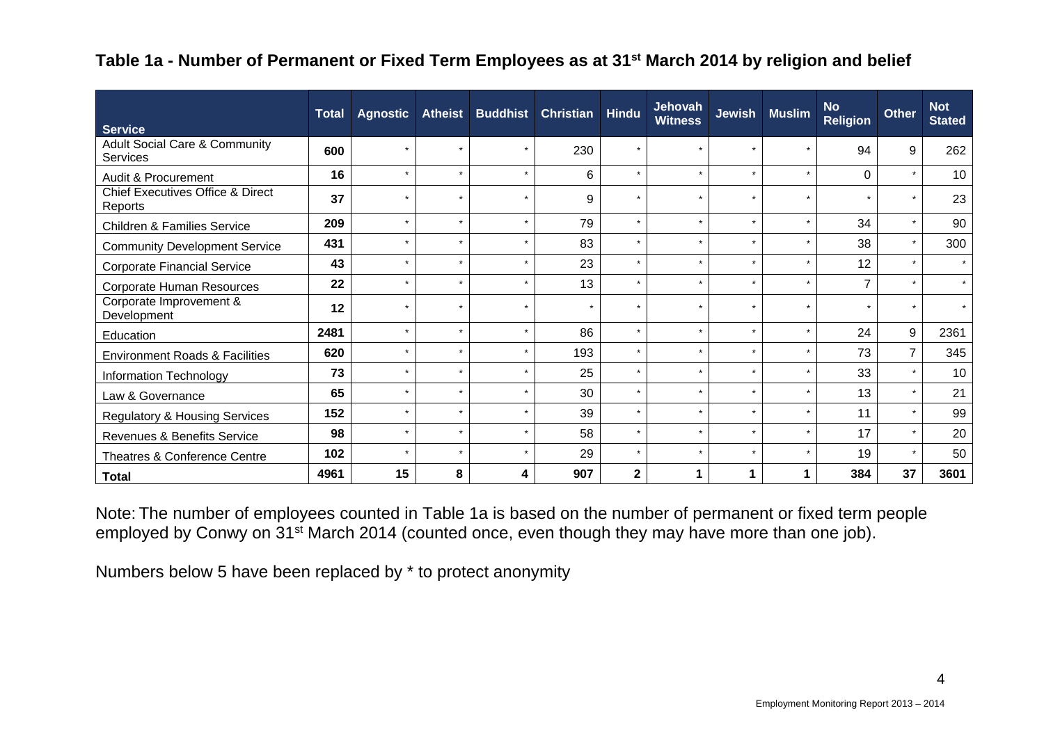## Table 1a - Number of Permanent or Fixed Term Employees as at 31st March 2014 by religion and belief

| Service | Total | Agnostic | Atheist | Buddhist | Christian | Hindu | Jehovah Witness | Jewish | Muslim | No Religion | Other | Not Stated |
|---|---|---|---|---|---|---|---|---|---|---|---|---|
| Adult Social Care & Community Services | 600 | * | * | * | 230 | * | * | * | * | 94 | 9 | 262 |
| Audit & Procurement | 16 | * | * | * | 6 | * | * | * | * | 0 | * | 10 |
| Chief Executives Office & Direct Reports | 37 | * | * | * | 9 | * | * | * | * | * | * | 23 |
| Children & Families Service | 209 | * | * | * | 79 | * | * | * | * | 34 | * | 90 |
| Community Development Service | 431 | * | * | * | 83 | * | * | * | * | 38 | * | 300 |
| Corporate Financial Service | 43 | * | * | * | 23 | * | * | * | * | 12 | * | * |
| Corporate Human Resources | 22 | * | * | * | 13 | * | * | * | * | 7 | * | * |
| Corporate Improvement & Development | 12 | * | * | * | * | * | * | * | * | * | * | * |
| Education | 2481 | * | * | * | 86 | * | * | * | * | 24 | 9 | 2361 |
| Environment Roads & Facilities | 620 | * | * | * | 193 | * | * | * | * | 73 | 7 | 345 |
| Information Technology | 73 | * | * | * | 25 | * | * | * | * | 33 | * | 10 |
| Law & Governance | 65 | * | * | * | 30 | * | * | * | * | 13 | * | 21 |
| Regulatory & Housing Services | 152 | * | * | * | 39 | * | * | * | * | 11 | * | 99 |
| Revenues & Benefits Service | 98 | * | * | * | 58 | * | * | * | * | 17 | * | 20 |
| Theatres & Conference Centre | 102 | * | * | * | 29 | * | * | * | * | 19 | * | 50 |
| **Total** | **4961** | **15** | **8** | **4** | **907** | **2** | **1** | **1** | **1** | **384** | **37** | **3601** |

Note: The number of employees counted in Table 1a is based on the number of permanent or fixed term people employed by Conwy on 31st March 2014 (counted once, even though they may have more than one job).

Numbers below 5 have been replaced by * to protect anonymity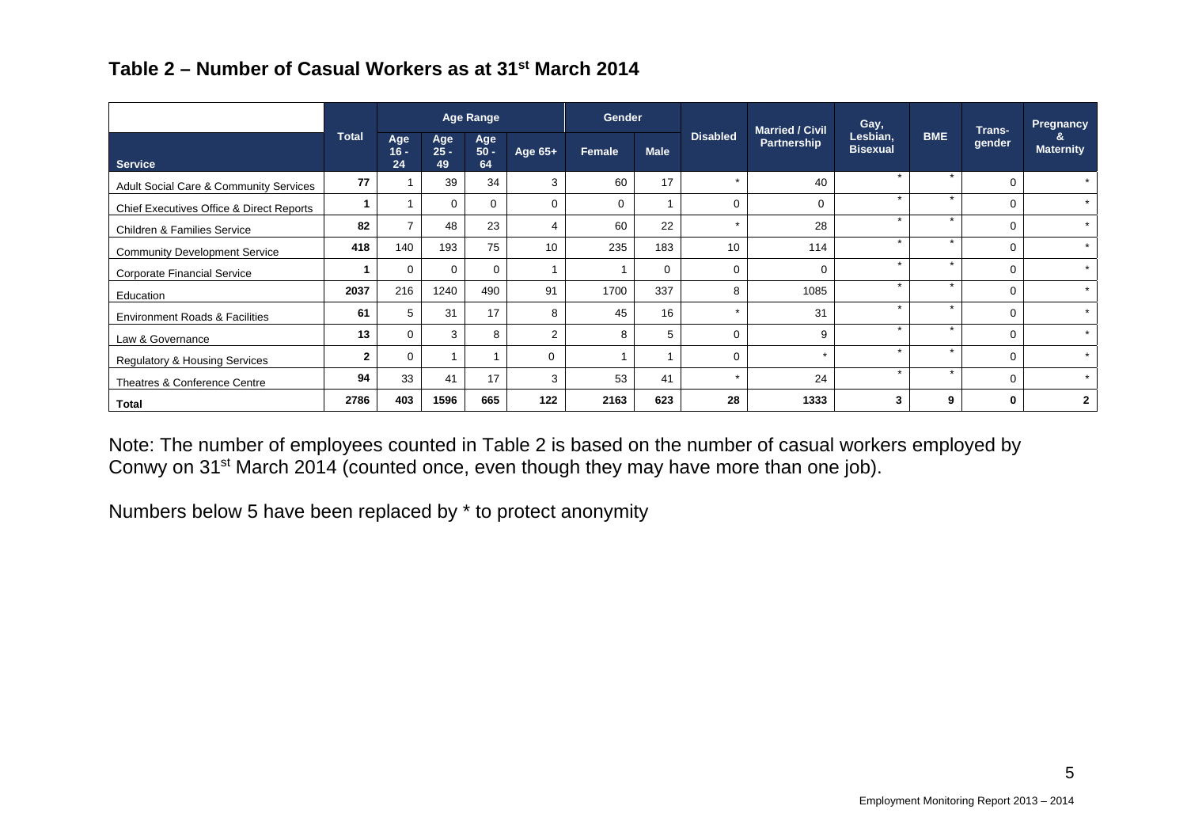## Table 2 – Number of Casual Workers as at 31st March 2014

| Service | Total | Age Range | | | | Gender | | Disabled | Married / Civil Partnership | Gay, Lesbian, Bisexual | BME | Trans-gender | Pregnancy & Maternity |
|---|---|---|---|---|---|---|---|---|---|---|---|---|---|
| | | Age 16 - 24 | Age 25 - 49 | Age 50 - 64 | Age 65+ | Female | Male | | | | | | |
| Adult Social Care & Community Services | **77** | 1 | 39 | 34 | 3 | 60 | 17 | * | 40 | * | * | 0 | * |
| Chief Executives Office & Direct Reports | **1** | 1 | 0 | 0 | 0 | 0 | 1 | 0 | 0 | * | * | 0 | * |
| Children & Families Service | **82** | 7 | 48 | 23 | 4 | 60 | 22 | * | 28 | * | * | 0 | * |
| Community Development Service | **418** | 140 | 193 | 75 | 10 | 235 | 183 | 10 | 114 | * | * | 0 | * |
| Corporate Financial Service | **1** | 0 | 0 | 0 | 1 | 1 | 0 | 0 | 0 | * | * | 0 | * |
| Education | **2037** | 216 | 1240 | 490 | 91 | 1700 | 337 | 8 | 1085 | * | * | 0 | * |
| Environment Roads & Facilities | **61** | 5 | 31 | 17 | 8 | 45 | 16 | * | 31 | * | * | 0 | * |
| Law & Governance | **13** | 0 | 3 | 8 | 2 | 8 | 5 | 0 | 9 | * | * | 0 | * |
| Regulatory & Housing Services | **2** | 0 | 1 | 1 | 0 | 1 | 1 | 0 | * | * | * | 0 | * |
| Theatres & Conference Centre | **94** | 33 | 41 | 17 | 3 | 53 | 41 | * | 24 | * | * | 0 | * |
| **Total** | **2786** | **403** | **1596** | **665** | **122** | **2163** | **623** | **28** | **1333** | **3** | **9** | **0** | **2** |

Note: The number of employees counted in Table 2 is based on the number of casual workers employed by Conwy on 31st March 2014 (counted once, even though they may have more than one job).

Numbers below 5 have been replaced by * to protect anonymity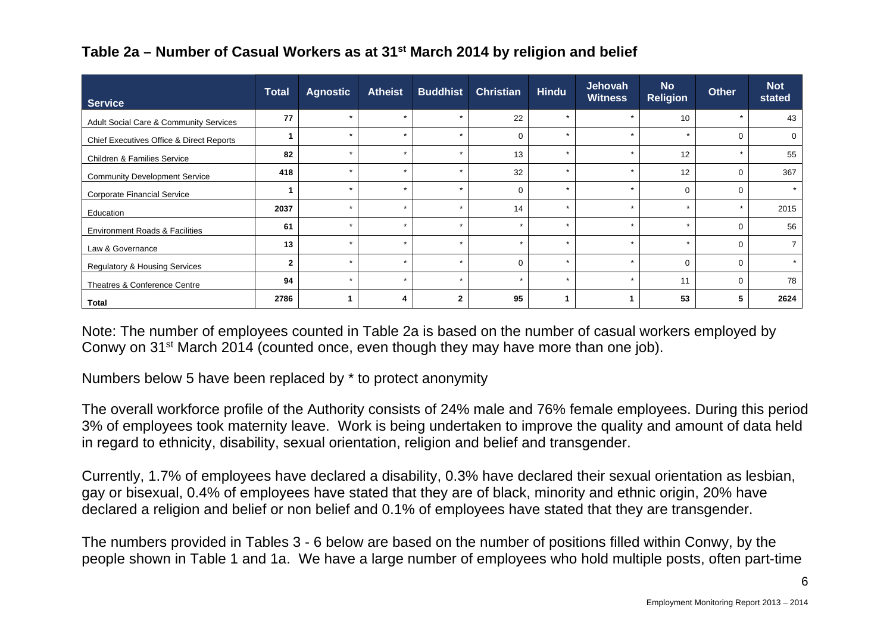## Table 2a – Number of Casual Workers as at 31st March 2014 by religion and belief

| Service | Total | Agnostic | Atheist | Buddhist | Christian | Hindu | Jehovah Witness | No Religion | Other | Not stated |
|---|---|---|---|---|---|---|---|---|---|---|
| Adult Social Care & Community Services | **77** | * | * | * | 22 | * | * | 10 | * | 43 |
| Chief Executives Office & Direct Reports | **1** | * | * | * | 0 | * | * | * | 0 | 0 |
| Children & Families Service | **82** | * | * | * | 13 | * | * | 12 | * | 55 |
| Community Development Service | **418** | * | * | * | 32 | * | * | 12 | 0 | 367 |
| Corporate Financial Service | **1** | * | * | * | 0 | * | * | 0 | 0 | * |
| Education | **2037** | * | * | * | 14 | * | * | * | * | 2015 |
| Environment Roads & Facilities | **61** | * | * | * | * | * | * | * | 0 | 56 |
| Law & Governance | **13** | * | * | * | * | * | * | * | 0 | 7 |
| Regulatory & Housing Services | **2** | * | * | * | 0 | * | * | 0 | 0 | * |
| Theatres & Conference Centre | **94** | * | * | * | * | * | * | 11 | 0 | 78 |
| **Total** | **2786** | **1** | **4** | **2** | **95** | **1** | **1** | **53** | **5** | **2624** |

Note: The number of employees counted in Table 2a is based on the number of casual workers employed by Conwy on 31st March 2014 (counted once, even though they may have more than one job).

Numbers below 5 have been replaced by * to protect anonymity

The overall workforce profile of the Authority consists of 24% male and 76% female employees. During this period 3% of employees took maternity leave. Work is being undertaken to improve the quality and amount of data held in regard to ethnicity, disability, sexual orientation, religion and belief and transgender.

Currently, 1.7% of employees have declared a disability, 0.3% have declared their sexual orientation as lesbian, gay or bisexual, 0.4% of employees have stated that they are of black, minority and ethnic origin, 20% have declared a religion and belief or non belief and 0.1% of employees have stated that they are transgender.

The numbers provided in Tables 3 - 6 below are based on the number of positions filled within Conwy, by the people shown in Table 1 and 1a. We have a large number of employees who hold multiple posts, often part-time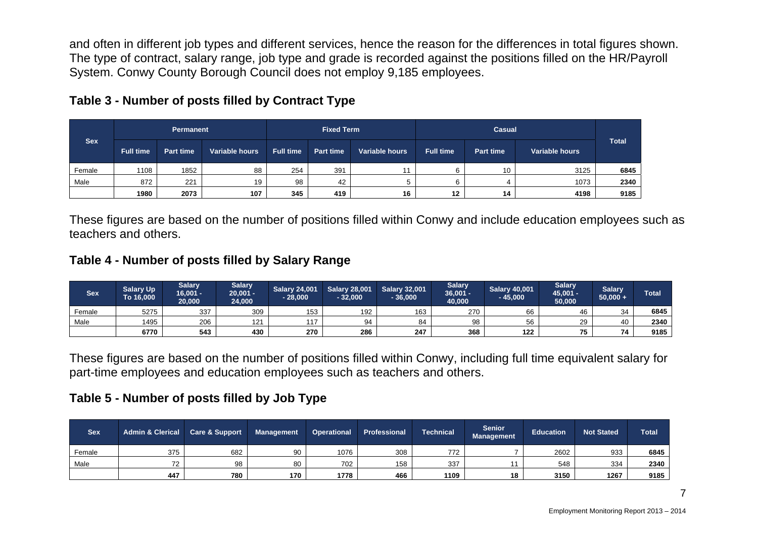and often in different job types and different services, hence the reason for the differences in total figures shown. The type of contract, salary range, job type and grade is recorded against the positions filled on the HR/Payroll System. Conwy County Borough Council does not employ 9,185 employees.

## Table 3 - Number of posts filled by Contract Type

| Sex | Permanent | | | Fixed Term | | | Casual | | | Total |
|---|---|---|---|---|---|---|---|---|---|---|
| | Full time | Part time | Variable hours | Full time | Part time | Variable hours | Full time | Part time | Variable hours | |
| Female | 1108 | 1852 | 88 | 254 | 391 | 11 | 6 | 10 | 3125 | **6845** |
| Male | 872 | 221 | 19 | 98 | 42 | 5 | 6 | 4 | 1073 | **2340** |
| | **1980** | **2073** | **107** | **345** | **419** | **16** | **12** | **14** | **4198** | **9185** |

These figures are based on the number of positions filled within Conwy and include education employees such as teachers and others.

## Table 4 - Number of posts filled by Salary Range

| Sex | Salary Up To 16,000 | Salary 16,001 - 20,000 | Salary 20,001 - 24,000 | Salary 24,001 - 28,000 | Salary 28,001 - 32,000 | Salary 32,001 - 36,000 | Salary 36,001 - 40,000 | Salary 40,001 - 45,000 | Salary 45,001 - 50,000 | Salary 50,000 + | Total |
|---|---|---|---|---|---|---|---|---|---|---|---|
| Female | 5275 | 337 | 309 | 153 | 192 | 163 | 270 | 66 | 46 | 34 | **6845** |
| Male | 1495 | 206 | 121 | 117 | 94 | 84 | 98 | 56 | 29 | 40 | **2340** |
| | **6770** | **543** | **430** | **270** | **286** | **247** | **368** | **122** | **75** | **74** | **9185** |

These figures are based on the number of positions filled within Conwy, including full time equivalent salary for part-time employees and education employees such as teachers and others.

## Table 5 - Number of posts filled by Job Type

| Sex | Admin & Clerical | Care & Support | Management | Operational | Professional | Technical | Senior Management | Education | Not Stated | Total |
|---|---|---|---|---|---|---|---|---|---|---|
| Female | 375 | 682 | 90 | 1076 | 308 | 772 | 7 | 2602 | 933 | **6845** |
| Male | 72 | 98 | 80 | 702 | 158 | 337 | 11 | 548 | 334 | **2340** |
| | **447** | **780** | **170** | **1778** | **466** | **1109** | **18** | **3150** | **1267** | **9185** |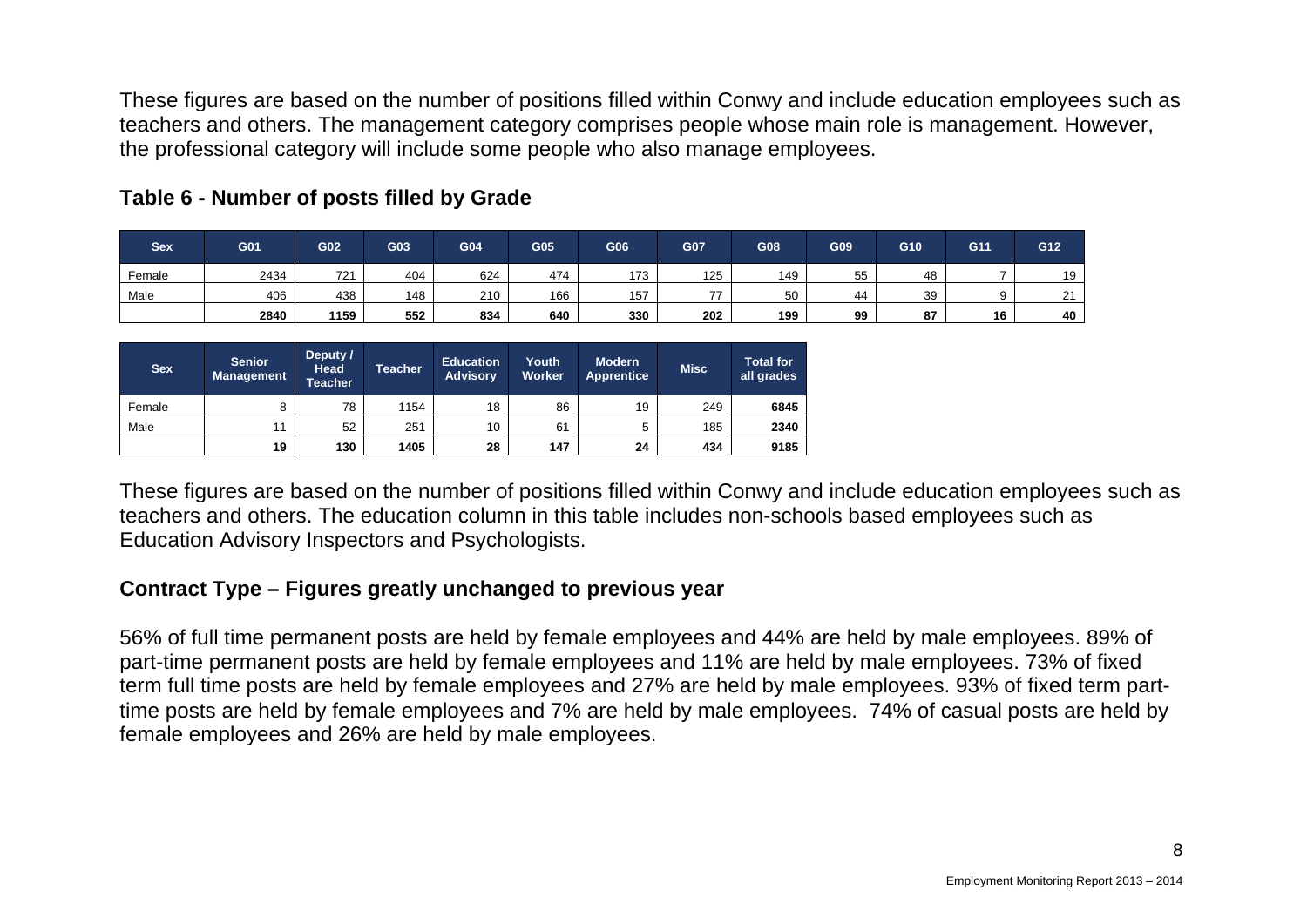These figures are based on the number of positions filled within Conwy and include education employees such as teachers and others. The management category comprises people whose main role is management. However, the professional category will include some people who also manage employees.

## Table 6 - Number of posts filled by Grade

| Sex | G01 | G02 | G03 | G04 | G05 | G06 | G07 | G08 | G09 | G10 | G11 | G12 |
|---|---|---|---|---|---|---|---|---|---|---|---|---|
| Female | 2434 | 721 | 404 | 624 | 474 | 173 | 125 | 149 | 55 | 48 | 7 | 19 |
| Male | 406 | 438 | 148 | 210 | 166 | 157 | 77 | 50 | 44 | 39 | 9 | 21 |
| | **2840** | **1159** | **552** | **834** | **640** | **330** | **202** | **199** | **99** | **87** | **16** | **40** |

| Sex | Senior Management | Deputy / Head Teacher | Teacher | Education Advisory | Youth Worker | Modern Apprentice | Misc | Total for all grades |
|---|---|---|---|---|---|---|---|---|
| Female | 8 | 78 | 1154 | 18 | 86 | 19 | 249 | **6845** |
| Male | 11 | 52 | 251 | 10 | 61 | 5 | 185 | **2340** |
| | **19** | **130** | **1405** | **28** | **147** | **24** | **434** | **9185** |

These figures are based on the number of positions filled within Conwy and include education employees such as teachers and others. The education column in this table includes non-schools based employees such as Education Advisory Inspectors and Psychologists.

## Contract Type – Figures greatly unchanged to previous year

56% of full time permanent posts are held by female employees and 44% are held by male employees. 89% of part-time permanent posts are held by female employees and 11% are held by male employees. 73% of fixed term full time posts are held by female employees and 27% are held by male employees. 93% of fixed term part-time posts are held by female employees and 7% are held by male employees. 74% of casual posts are held by female employees and 26% are held by male employees.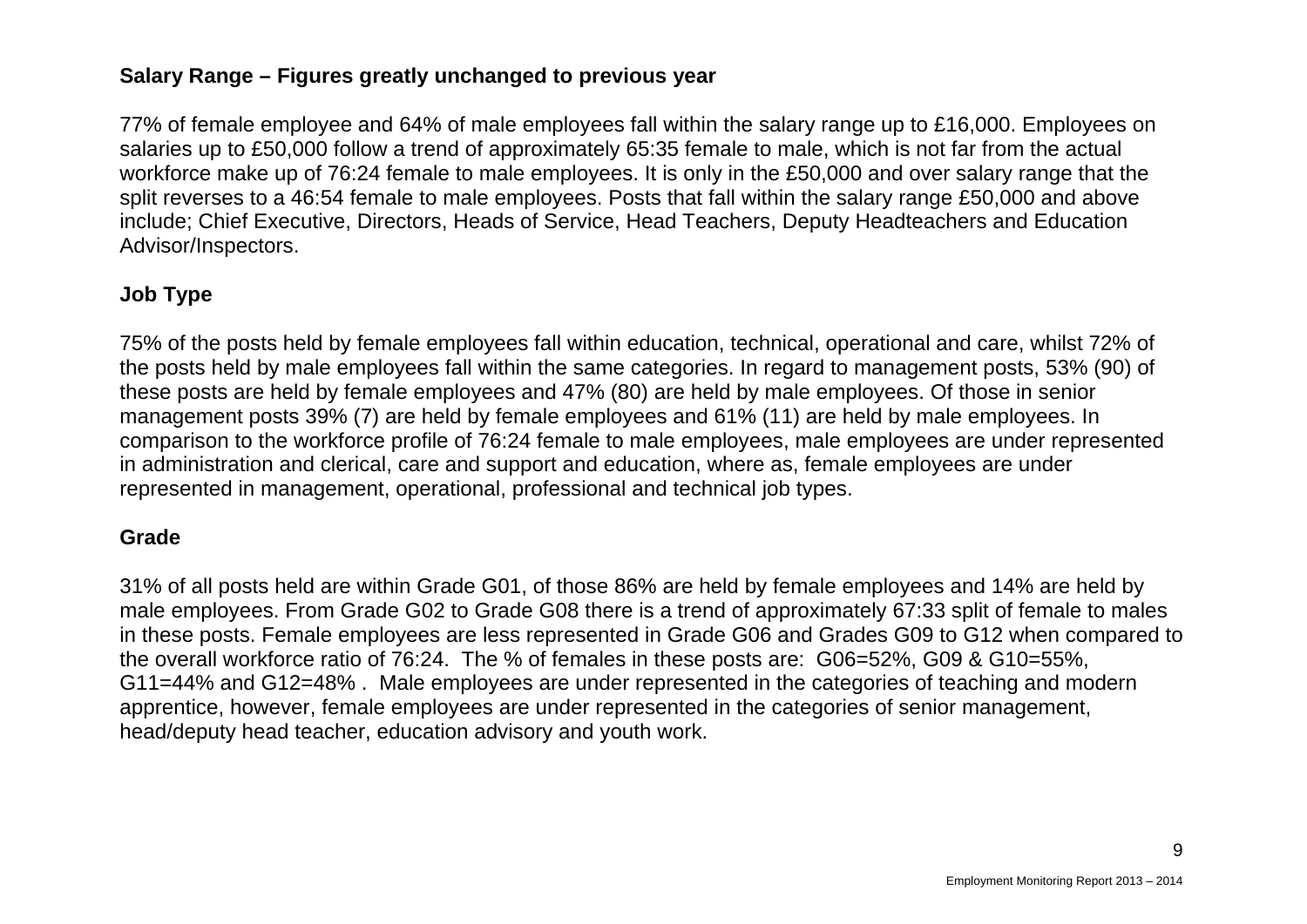**Salary Range – Figures greatly unchanged to previous year**

77% of female employee and 64% of male employees fall within the salary range up to £16,000. Employees on salaries up to £50,000 follow a trend of approximately 65:35 female to male, which is not far from the actual workforce make up of 76:24 female to male employees. It is only in the £50,000 and over salary range that the split reverses to a 46:54 female to male employees. Posts that fall within the salary range £50,000 and above include; Chief Executive, Directors, Heads of Service, Head Teachers, Deputy Headteachers and Education Advisor/Inspectors.

**Job Type**

75% of the posts held by female employees fall within education, technical, operational and care, whilst 72% of the posts held by male employees fall within the same categories. In regard to management posts, 53% (90) of these posts are held by female employees and 47% (80) are held by male employees. Of those in senior management posts 39% (7) are held by female employees and 61% (11) are held by male employees. In comparison to the workforce profile of 76:24 female to male employees, male employees are under represented in administration and clerical, care and support and education, where as, female employees are under represented in management, operational, professional and technical job types.

**Grade**

31% of all posts held are within Grade G01, of those 86% are held by female employees and 14% are held by male employees. From Grade G02 to Grade G08 there is a trend of approximately 67:33 split of female to males in these posts. Female employees are less represented in Grade G06 and Grades G09 to G12 when compared to the overall workforce ratio of 76:24. The % of females in these posts are: G06=52%, G09 & G10=55%, G11=44% and G12=48% . Male employees are under represented in the categories of teaching and modern apprentice, however, female employees are under represented in the categories of senior management, head/deputy head teacher, education advisory and youth work.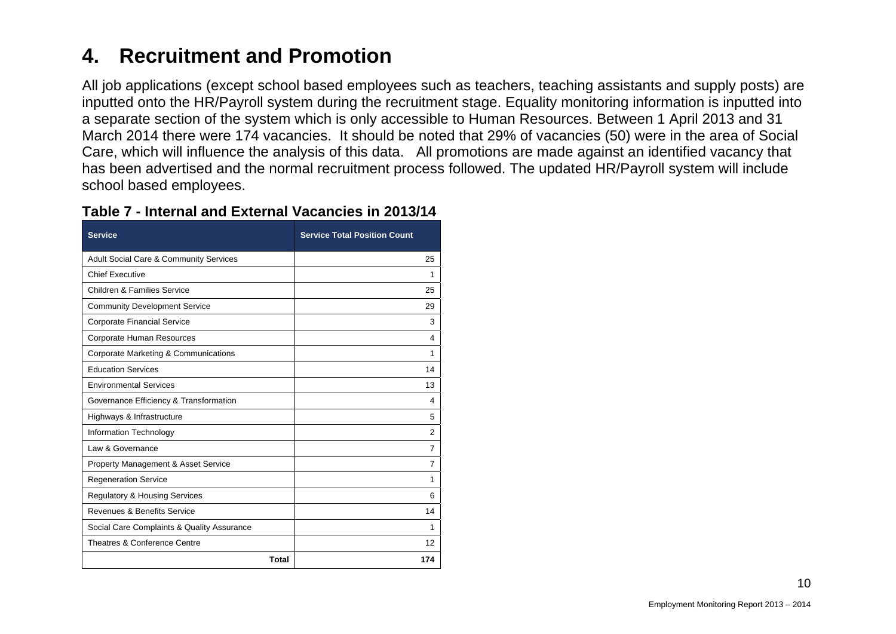# 4. Recruitment and Promotion

All job applications (except school based employees such as teachers, teaching assistants and supply posts) are inputted onto the HR/Payroll system during the recruitment stage. Equality monitoring information is inputted into a separate section of the system which is only accessible to Human Resources. Between 1 April 2013 and 31 March 2014 there were 174 vacancies. It should be noted that 29% of vacancies (50) were in the area of Social Care, which will influence the analysis of this data. All promotions are made against an identified vacancy that has been advertised and the normal recruitment process followed. The updated HR/Payroll system will include school based employees.

### Table 7 - Internal and External Vacancies in 2013/14

| Service | Service Total Position Count |
|---|---|
| Adult Social Care & Community Services | 25 |
| Chief Executive | 1 |
| Children & Families Service | 25 |
| Community Development Service | 29 |
| Corporate Financial Service | 3 |
| Corporate Human Resources | 4 |
| Corporate Marketing & Communications | 1 |
| Education Services | 14 |
| Environmental Services | 13 |
| Governance Efficiency & Transformation | 4 |
| Highways & Infrastructure | 5 |
| Information Technology | 2 |
| Law & Governance | 7 |
| Property Management & Asset Service | 7 |
| Regeneration Service | 1 |
| Regulatory & Housing Services | 6 |
| Revenues & Benefits Service | 14 |
| Social Care Complaints & Quality Assurance | 1 |
| Theatres & Conference Centre | 12 |
| **Total** | **174** |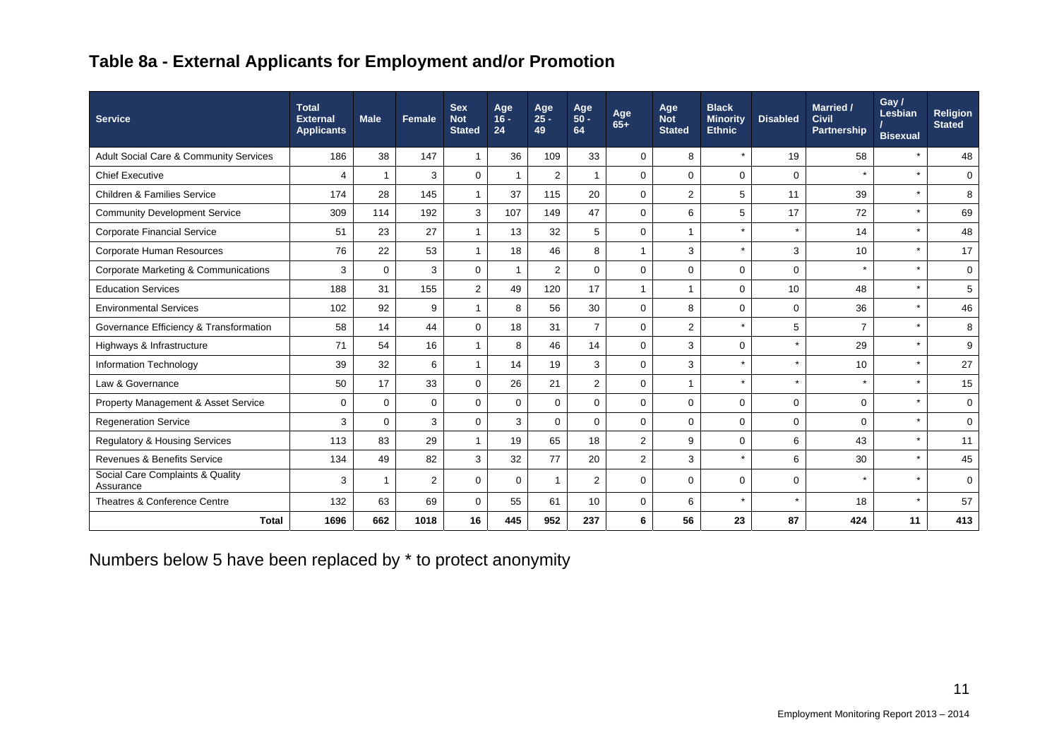## Table 8a - External Applicants for Employment and/or Promotion

| Service | Total External Applicants | Male | Female | Sex Not Stated | Age 16 - 24 | Age 25 - 49 | Age 50 - 64 | Age 65+ | Age Not Stated | Black Minority Ethnic | Disabled | Married / Civil Partnership | Gay / Lesbian / Bisexual | Religion Stated |
|---|---|---|---|---|---|---|---|---|---|---|---|---|---|---|
| Adult Social Care & Community Services | 186 | 38 | 147 | 1 | 36 | 109 | 33 | 0 | 8 | * | 19 | 58 | * | 48 |
| Chief Executive | 4 | 1 | 3 | 0 | 1 | 2 | 1 | 0 | 0 | 0 | 0 | * | * | 0 |
| Children & Families Service | 174 | 28 | 145 | 1 | 37 | 115 | 20 | 0 | 2 | 5 | 11 | 39 | * | 8 |
| Community Development Service | 309 | 114 | 192 | 3 | 107 | 149 | 47 | 0 | 6 | 5 | 17 | 72 | * | 69 |
| Corporate Financial Service | 51 | 23 | 27 | 1 | 13 | 32 | 5 | 0 | 1 | * | * | 14 | * | 48 |
| Corporate Human Resources | 76 | 22 | 53 | 1 | 18 | 46 | 8 | 1 | 3 | * | 3 | 10 | * | 17 |
| Corporate Marketing & Communications | 3 | 0 | 3 | 0 | 1 | 2 | 0 | 0 | 0 | 0 | 0 | * | * | 0 |
| Education Services | 188 | 31 | 155 | 2 | 49 | 120 | 17 | 1 | 1 | 0 | 10 | 48 | * | 5 |
| Environmental Services | 102 | 92 | 9 | 1 | 8 | 56 | 30 | 0 | 8 | 0 | 0 | 36 | * | 46 |
| Governance Efficiency & Transformation | 58 | 14 | 44 | 0 | 18 | 31 | 7 | 0 | 2 | * | 5 | 7 | * | 8 |
| Highways & Infrastructure | 71 | 54 | 16 | 1 | 8 | 46 | 14 | 0 | 3 | 0 | * | 29 | * | 9 |
| Information Technology | 39 | 32 | 6 | 1 | 14 | 19 | 3 | 0 | 3 | * | * | 10 | * | 27 |
| Law & Governance | 50 | 17 | 33 | 0 | 26 | 21 | 2 | 0 | 1 | * | * | * | * | 15 |
| Property Management & Asset Service | 0 | 0 | 0 | 0 | 0 | 0 | 0 | 0 | 0 | 0 | 0 | 0 | * | 0 |
| Regeneration Service | 3 | 0 | 3 | 0 | 3 | 0 | 0 | 0 | 0 | 0 | 0 | 0 | * | 0 |
| Regulatory & Housing Services | 113 | 83 | 29 | 1 | 19 | 65 | 18 | 2 | 9 | 0 | 6 | 43 | * | 11 |
| Revenues & Benefits Service | 134 | 49 | 82 | 3 | 32 | 77 | 20 | 2 | 3 | * | 6 | 30 | * | 45 |
| Social Care Complaints & Quality Assurance | 3 | 1 | 2 | 0 | 0 | 1 | 2 | 0 | 0 | 0 | 0 | * | * | 0 |
| Theatres & Conference Centre | 132 | 63 | 69 | 0 | 55 | 61 | 10 | 0 | 6 | * | * | 18 | * | 57 |
| **Total** | **1696** | **662** | **1018** | **16** | **445** | **952** | **237** | **6** | **56** | **23** | **87** | **424** | **11** | **413** |

Numbers below 5 have been replaced by * to protect anonymity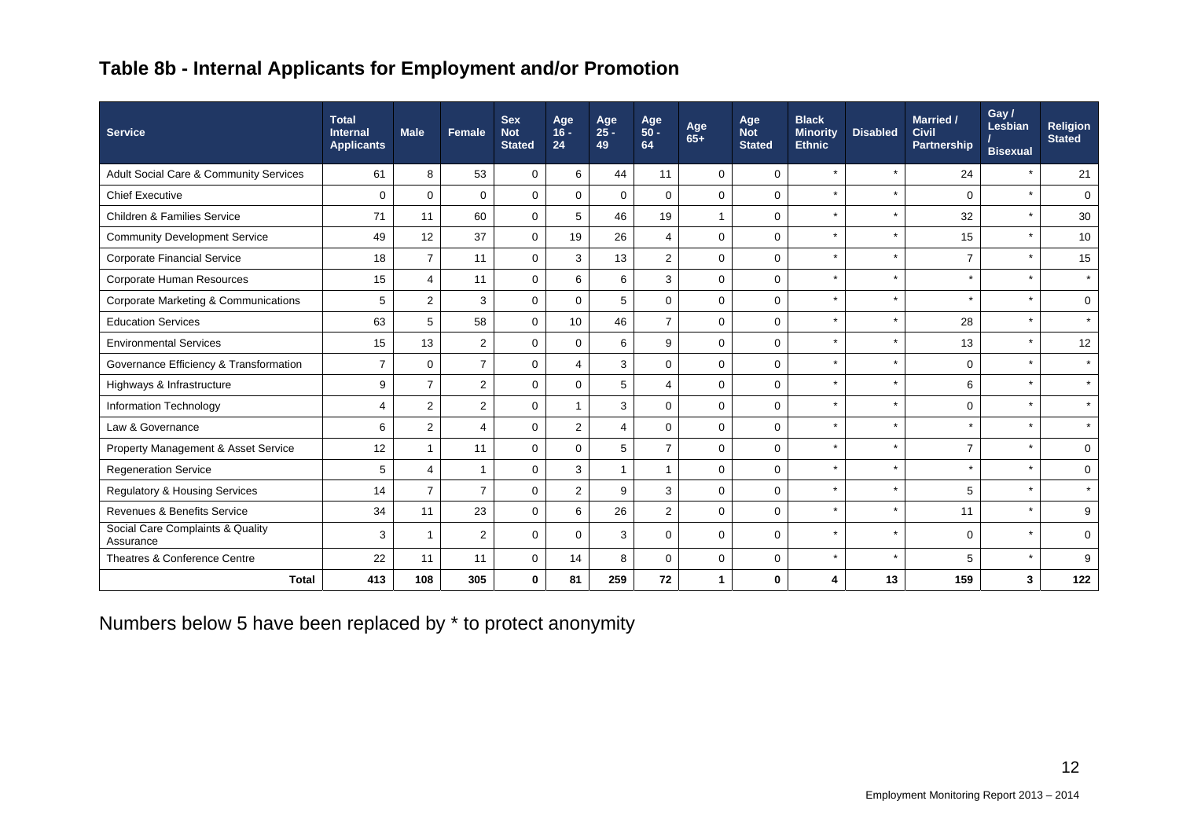## Table 8b - Internal Applicants for Employment and/or Promotion

| Service | Total Internal Applicants | Male | Female | Sex Not Stated | Age 16 - 24 | Age 25 - 49 | Age 50 - 64 | Age 65+ | Age Not Stated | Black Minority Ethnic | Disabled | Married / Civil Partnership | Gay / Lesbian / Bisexual | Religion Stated |
|---|---|---|---|---|---|---|---|---|---|---|---|---|---|---|
| Adult Social Care & Community Services | 61 | 8 | 53 | 0 | 6 | 44 | 11 | 0 | 0 | * | * | 24 | * | 21 |
| Chief Executive | 0 | 0 | 0 | 0 | 0 | 0 | 0 | 0 | 0 | * | * | 0 | * | 0 |
| Children & Families Service | 71 | 11 | 60 | 0 | 5 | 46 | 19 | 1 | 0 | * | * | 32 | * | 30 |
| Community Development Service | 49 | 12 | 37 | 0 | 19 | 26 | 4 | 0 | 0 | * | * | 15 | * | 10 |
| Corporate Financial Service | 18 | 7 | 11 | 0 | 3 | 13 | 2 | 0 | 0 | * | * | 7 | * | 15 |
| Corporate Human Resources | 15 | 4 | 11 | 0 | 6 | 6 | 3 | 0 | 0 | * | * | * | * | * |
| Corporate Marketing & Communications | 5 | 2 | 3 | 0 | 0 | 5 | 0 | 0 | 0 | * | * | * | * | 0 |
| Education Services | 63 | 5 | 58 | 0 | 10 | 46 | 7 | 0 | 0 | * | * | 28 | * | * |
| Environmental Services | 15 | 13 | 2 | 0 | 0 | 6 | 9 | 0 | 0 | * | * | 13 | * | 12 |
| Governance Efficiency & Transformation | 7 | 0 | 7 | 0 | 4 | 3 | 0 | 0 | 0 | * | * | 0 | * | * |
| Highways & Infrastructure | 9 | 7 | 2 | 0 | 0 | 5 | 4 | 0 | 0 | * | * | 6 | * | * |
| Information Technology | 4 | 2 | 2 | 0 | 1 | 3 | 0 | 0 | 0 | * | * | 0 | * | * |
| Law & Governance | 6 | 2 | 4 | 0 | 2 | 4 | 0 | 0 | 0 | * | * | * | * | * |
| Property Management & Asset Service | 12 | 1 | 11 | 0 | 0 | 5 | 7 | 0 | 0 | * | * | 7 | * | 0 |
| Regeneration Service | 5 | 4 | 1 | 0 | 3 | 1 | 1 | 0 | 0 | * | * | * | * | 0 |
| Regulatory & Housing Services | 14 | 7 | 7 | 0 | 2 | 9 | 3 | 0 | 0 | * | * | 5 | * | * |
| Revenues & Benefits Service | 34 | 11 | 23 | 0 | 6 | 26 | 2 | 0 | 0 | * | * | 11 | * | 9 |
| Social Care Complaints & Quality Assurance | 3 | 1 | 2 | 0 | 0 | 3 | 0 | 0 | 0 | * | * | 0 | * | 0 |
| Theatres & Conference Centre | 22 | 11 | 11 | 0 | 14 | 8 | 0 | 0 | 0 | * | * | 5 | * | 9 |
| **Total** | **413** | **108** | **305** | **0** | **81** | **259** | **72** | **1** | **0** | **4** | **13** | **159** | **3** | **122** |

Numbers below 5 have been replaced by * to protect anonymity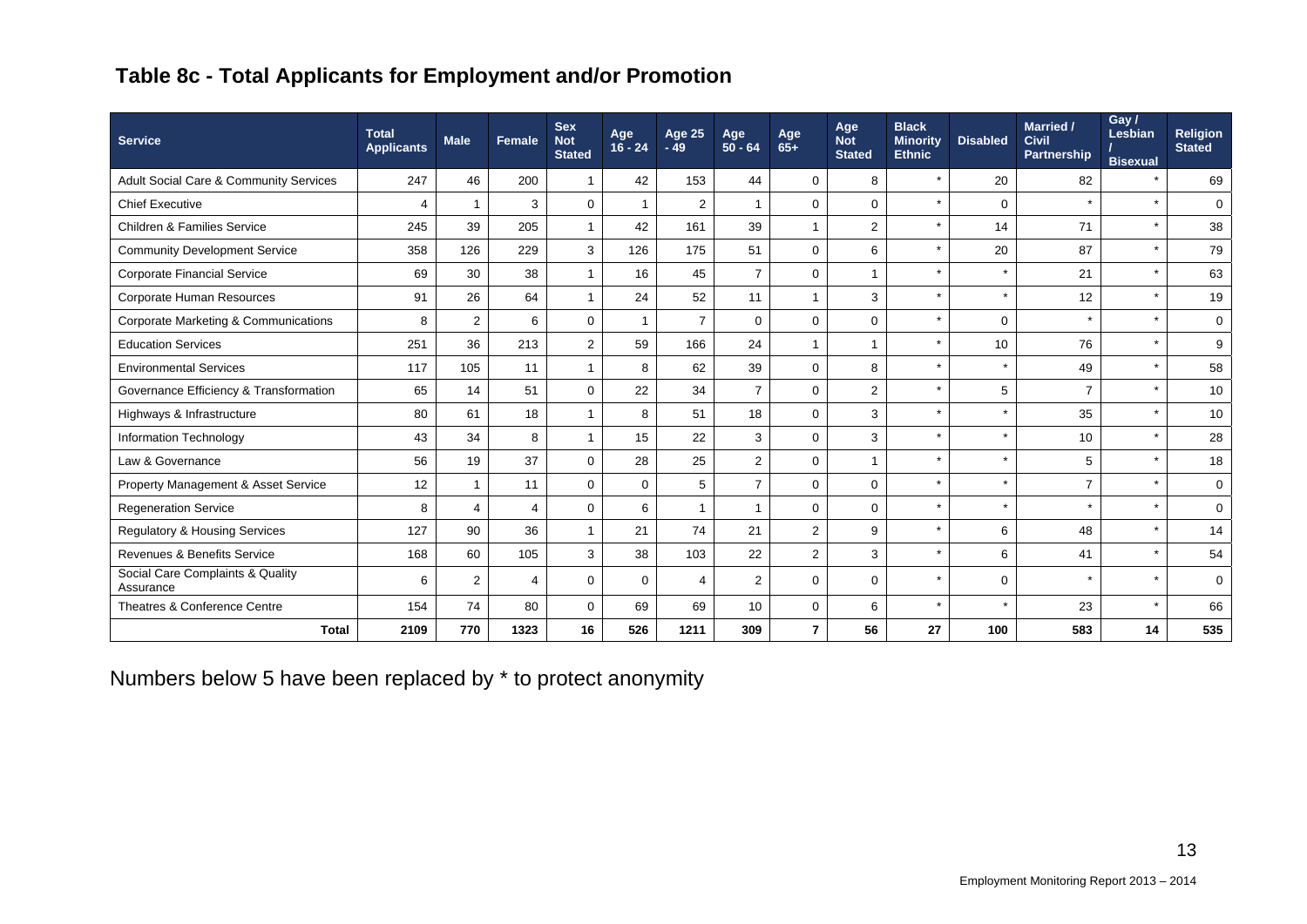## Table 8c - Total Applicants for Employment and/or Promotion

| Service | Total Applicants | Male | Female | Sex Not Stated | Age 16 - 24 | Age 25 - 49 | Age 50 - 64 | Age 65+ | Age Not Stated | Black Minority Ethnic | Disabled | Married / Civil Partnership | Gay / Lesbian / Bisexual | Religion Stated |
|---|---|---|---|---|---|---|---|---|---|---|---|---|---|---|
| Adult Social Care & Community Services | 247 | 46 | 200 | 1 | 42 | 153 | 44 | 0 | 8 | * | 20 | 82 | * | 69 |
| Chief Executive | 4 | 1 | 3 | 0 | 1 | 2 | 1 | 0 | 0 | * | 0 | * | * | 0 |
| Children & Families Service | 245 | 39 | 205 | 1 | 42 | 161 | 39 | 1 | 2 | * | 14 | 71 | * | 38 |
| Community Development Service | 358 | 126 | 229 | 3 | 126 | 175 | 51 | 0 | 6 | * | 20 | 87 | * | 79 |
| Corporate Financial Service | 69 | 30 | 38 | 1 | 16 | 45 | 7 | 0 | 1 | * | * | 21 | * | 63 |
| Corporate Human Resources | 91 | 26 | 64 | 1 | 24 | 52 | 11 | 1 | 3 | * | * | 12 | * | 19 |
| Corporate Marketing & Communications | 8 | 2 | 6 | 0 | 1 | 7 | 0 | 0 | 0 | * | 0 | * | * | 0 |
| Education Services | 251 | 36 | 213 | 2 | 59 | 166 | 24 | 1 | 1 | * | 10 | 76 | * | 9 |
| Environmental Services | 117 | 105 | 11 | 1 | 8 | 62 | 39 | 0 | 8 | * | * | 49 | * | 58 |
| Governance Efficiency & Transformation | 65 | 14 | 51 | 0 | 22 | 34 | 7 | 0 | 2 | * | 5 | 7 | * | 10 |
| Highways & Infrastructure | 80 | 61 | 18 | 1 | 8 | 51 | 18 | 0 | 3 | * | * | 35 | * | 10 |
| Information Technology | 43 | 34 | 8 | 1 | 15 | 22 | 3 | 0 | 3 | * | * | 10 | * | 28 |
| Law & Governance | 56 | 19 | 37 | 0 | 28 | 25 | 2 | 0 | 1 | * | * | 5 | * | 18 |
| Property Management & Asset Service | 12 | 1 | 11 | 0 | 0 | 5 | 7 | 0 | 0 | * | * | 7 | * | 0 |
| Regeneration Service | 8 | 4 | 4 | 0 | 6 | 1 | 1 | 0 | 0 | * | * | * | * | 0 |
| Regulatory & Housing Services | 127 | 90 | 36 | 1 | 21 | 74 | 21 | 2 | 9 | * | 6 | 48 | * | 14 |
| Revenues & Benefits Service | 168 | 60 | 105 | 3 | 38 | 103 | 22 | 2 | 3 | * | 6 | 41 | * | 54 |
| Social Care Complaints & Quality Assurance | 6 | 2 | 4 | 0 | 0 | 4 | 2 | 0 | 0 | * | 0 | * | * | 0 |
| Theatres & Conference Centre | 154 | 74 | 80 | 0 | 69 | 69 | 10 | 0 | 6 | * | * | 23 | * | 66 |
| **Total** | **2109** | **770** | **1323** | **16** | **526** | **1211** | **309** | **7** | **56** | **27** | **100** | **583** | **14** | **535** |

Numbers below 5 have been replaced by * to protect anonymity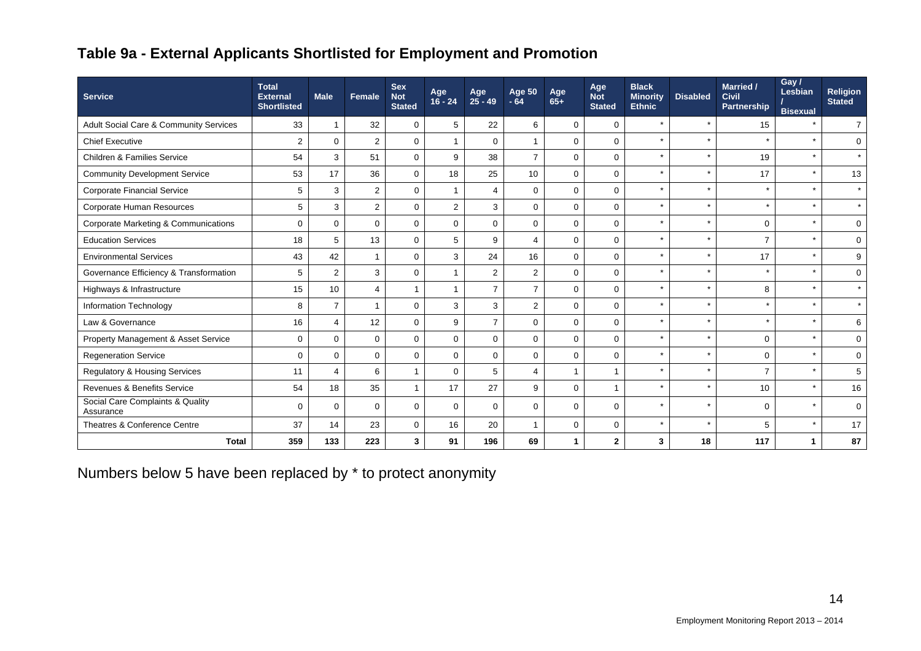## Table 9a - External Applicants Shortlisted for Employment and Promotion

| Service | Total External Shortlisted | Male | Female | Sex Not Stated | Age 16 - 24 | Age 25 - 49 | Age 50 - 64 | Age 65+ | Age Not Stated | Black Minority Ethnic | Disabled | Married / Civil Partnership | Gay / Lesbian / Bisexual | Religion Stated |
|---|---|---|---|---|---|---|---|---|---|---|---|---|---|---|
| Adult Social Care & Community Services | 33 | 1 | 32 | 0 | 5 | 22 | 6 | 0 | 0 | * | * | 15 | * | 7 |
| Chief Executive | 2 | 0 | 2 | 0 | 1 | 0 | 1 | 0 | 0 | * | * | * | * | 0 |
| Children & Families Service | 54 | 3 | 51 | 0 | 9 | 38 | 7 | 0 | 0 | * | * | 19 | * | * |
| Community Development Service | 53 | 17 | 36 | 0 | 18 | 25 | 10 | 0 | 0 | * | * | 17 | * | 13 |
| Corporate Financial Service | 5 | 3 | 2 | 0 | 1 | 4 | 0 | 0 | 0 | * | * | * | * | * |
| Corporate Human Resources | 5 | 3 | 2 | 0 | 2 | 3 | 0 | 0 | 0 | * | * | * | * | * |
| Corporate Marketing & Communications | 0 | 0 | 0 | 0 | 0 | 0 | 0 | 0 | 0 | * | * | 0 | * | 0 |
| Education Services | 18 | 5 | 13 | 0 | 5 | 9 | 4 | 0 | 0 | * | * | 7 | * | 0 |
| Environmental Services | 43 | 42 | 1 | 0 | 3 | 24 | 16 | 0 | 0 | * | * | 17 | * | 9 |
| Governance Efficiency & Transformation | 5 | 2 | 3 | 0 | 1 | 2 | 2 | 0 | 0 | * | * | * | * | 0 |
| Highways & Infrastructure | 15 | 10 | 4 | 1 | 1 | 7 | 7 | 0 | 0 | * | * | 8 | * | * |
| Information Technology | 8 | 7 | 1 | 0 | 3 | 3 | 2 | 0 | 0 | * | * | * | * | * |
| Law & Governance | 16 | 4 | 12 | 0 | 9 | 7 | 0 | 0 | 0 | * | * | * | * | 6 |
| Property Management & Asset Service | 0 | 0 | 0 | 0 | 0 | 0 | 0 | 0 | 0 | * | * | 0 | * | 0 |
| Regeneration Service | 0 | 0 | 0 | 0 | 0 | 0 | 0 | 0 | 0 | * | * | 0 | * | 0 |
| Regulatory & Housing Services | 11 | 4 | 6 | 1 | 0 | 5 | 4 | 1 | 1 | * | * | 7 | * | 5 |
| Revenues & Benefits Service | 54 | 18 | 35 | 1 | 17 | 27 | 9 | 0 | 1 | * | * | 10 | * | 16 |
| Social Care Complaints & Quality Assurance | 0 | 0 | 0 | 0 | 0 | 0 | 0 | 0 | 0 | * | * | 0 | * | 0 |
| Theatres & Conference Centre | 37 | 14 | 23 | 0 | 16 | 20 | 1 | 0 | 0 | * | * | 5 | * | 17 |
| **Total** | **359** | **133** | **223** | **3** | **91** | **196** | **69** | **1** | **2** | **3** | **18** | **117** | **1** | **87** |

Numbers below 5 have been replaced by * to protect anonymity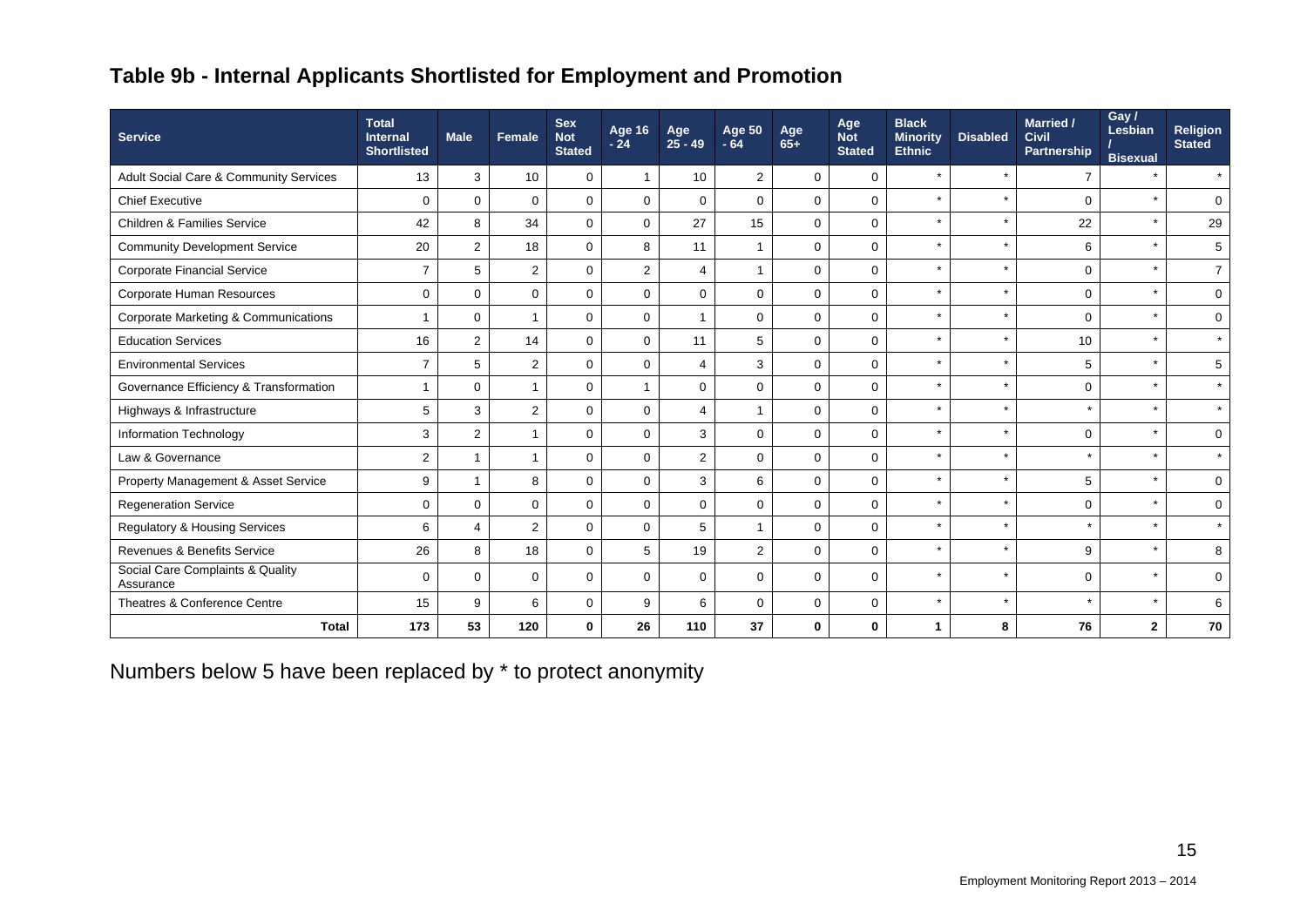## Table 9b - Internal Applicants Shortlisted for Employment and Promotion

| Service | Total Internal Shortlisted | Male | Female | Sex Not Stated | Age 16 - 24 | Age 25 - 49 | Age 50 - 64 | Age 65+ | Age Not Stated | Black Minority Ethnic | Disabled | Married / Civil Partnership | Gay / Lesbian / Bisexual | Religion Stated |
|---|---|---|---|---|---|---|---|---|---|---|---|---|---|---|
| Adult Social Care & Community Services | 13 | 3 | 10 | 0 | 1 | 10 | 2 | 0 | 0 | * | * | 7 | * | * |
| Chief Executive | 0 | 0 | 0 | 0 | 0 | 0 | 0 | 0 | 0 | * | * | 0 | * | 0 |
| Children & Families Service | 42 | 8 | 34 | 0 | 0 | 27 | 15 | 0 | 0 | * | * | 22 | * | 29 |
| Community Development Service | 20 | 2 | 18 | 0 | 8 | 11 | 1 | 0 | 0 | * | * | 6 | * | 5 |
| Corporate Financial Service | 7 | 5 | 2 | 0 | 2 | 4 | 1 | 0 | 0 | * | * | 0 | * | 7 |
| Corporate Human Resources | 0 | 0 | 0 | 0 | 0 | 0 | 0 | 0 | 0 | * | * | 0 | * | 0 |
| Corporate Marketing & Communications | 1 | 0 | 1 | 0 | 0 | 1 | 0 | 0 | 0 | * | * | 0 | * | 0 |
| Education Services | 16 | 2 | 14 | 0 | 0 | 11 | 5 | 0 | 0 | * | * | 10 | * | * |
| Environmental Services | 7 | 5 | 2 | 0 | 0 | 4 | 3 | 0 | 0 | * | * | 5 | * | 5 |
| Governance Efficiency & Transformation | 1 | 0 | 1 | 0 | 1 | 0 | 0 | 0 | 0 | * | * | 0 | * | * |
| Highways & Infrastructure | 5 | 3 | 2 | 0 | 0 | 4 | 1 | 0 | 0 | * | * | * | * | * |
| Information Technology | 3 | 2 | 1 | 0 | 0 | 3 | 0 | 0 | 0 | * | * | 0 | * | 0 |
| Law & Governance | 2 | 1 | 1 | 0 | 0 | 2 | 0 | 0 | 0 | * | * | * | * | * |
| Property Management & Asset Service | 9 | 1 | 8 | 0 | 0 | 3 | 6 | 0 | 0 | * | * | 5 | * | 0 |
| Regeneration Service | 0 | 0 | 0 | 0 | 0 | 0 | 0 | 0 | 0 | * | * | 0 | * | 0 |
| Regulatory & Housing Services | 6 | 4 | 2 | 0 | 0 | 5 | 1 | 0 | 0 | * | * | * | * | * |
| Revenues & Benefits Service | 26 | 8 | 18 | 0 | 5 | 19 | 2 | 0 | 0 | * | * | 9 | * | 8 |
| Social Care Complaints & Quality Assurance | 0 | 0 | 0 | 0 | 0 | 0 | 0 | 0 | 0 | * | * | 0 | * | 0 |
| Theatres & Conference Centre | 15 | 9 | 6 | 0 | 9 | 6 | 0 | 0 | 0 | * | * | * | * | 6 |
| **Total** | **173** | **53** | **120** | **0** | **26** | **110** | **37** | **0** | **0** | **1** | **8** | **76** | **2** | **70** |

Numbers below 5 have been replaced by * to protect anonymity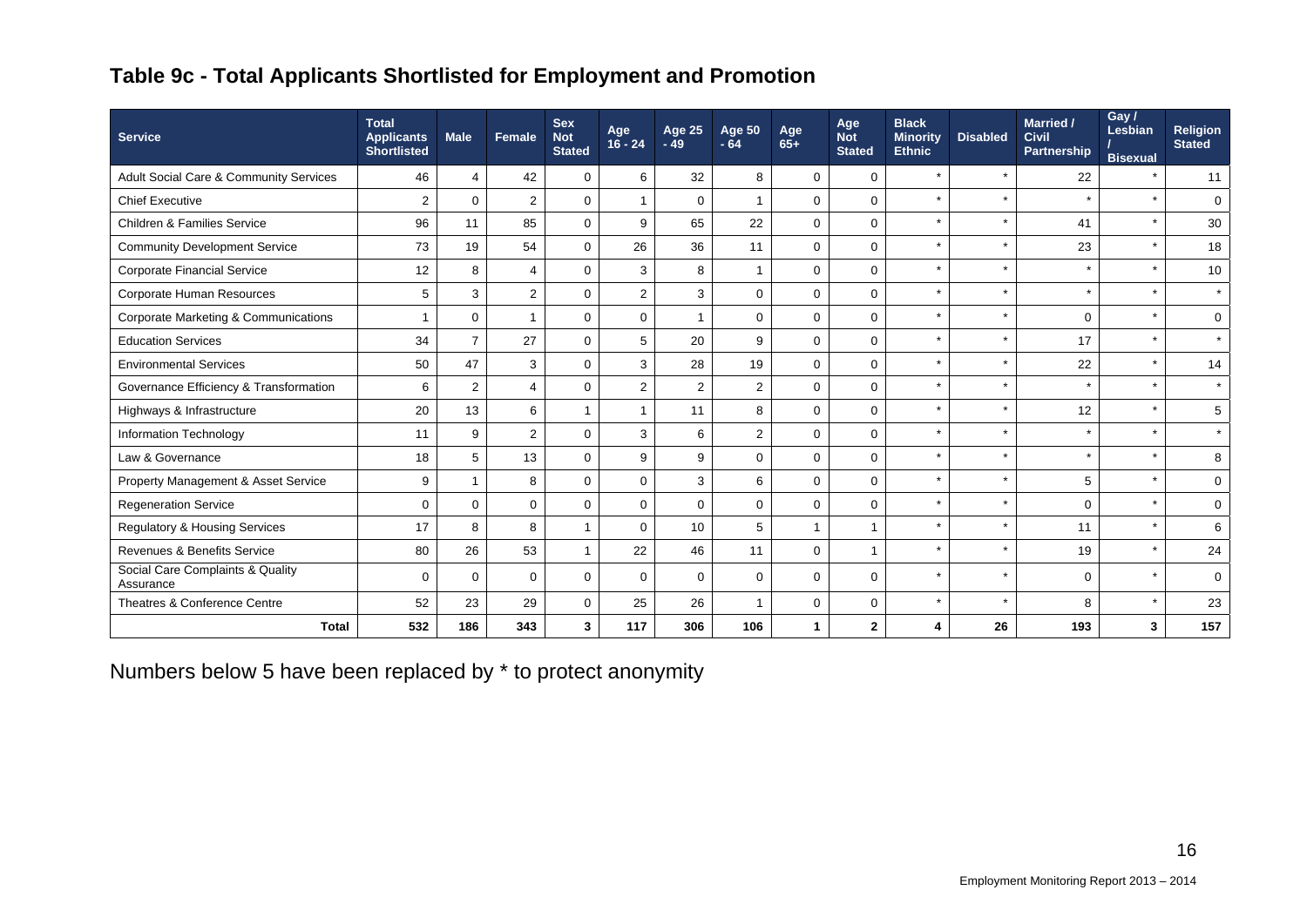## Table 9c - Total Applicants Shortlisted for Employment and Promotion

| Service | Total Applicants Shortlisted | Male | Female | Sex Not Stated | Age 16 - 24 | Age 25 - 49 | Age 50 - 64 | Age 65+ | Age Not Stated | Black Minority Ethnic | Disabled | Married / Civil Partnership | Gay / Lesbian / Bisexual | Religion Stated |
|---|---|---|---|---|---|---|---|---|---|---|---|---|---|---|
| Adult Social Care & Community Services | 46 | 4 | 42 | 0 | 6 | 32 | 8 | 0 | 0 | * | * | 22 | * | 11 |
| Chief Executive | 2 | 0 | 2 | 0 | 1 | 0 | 1 | 0 | 0 | * | * | * | * | 0 |
| Children & Families Service | 96 | 11 | 85 | 0 | 9 | 65 | 22 | 0 | 0 | * | * | 41 | * | 30 |
| Community Development Service | 73 | 19 | 54 | 0 | 26 | 36 | 11 | 0 | 0 | * | * | 23 | * | 18 |
| Corporate Financial Service | 12 | 8 | 4 | 0 | 3 | 8 | 1 | 0 | 0 | * | * | * | * | 10 |
| Corporate Human Resources | 5 | 3 | 2 | 0 | 2 | 3 | 0 | 0 | 0 | * | * | * | * | * |
| Corporate Marketing & Communications | 1 | 0 | 1 | 0 | 0 | 1 | 0 | 0 | 0 | * | * | 0 | * | 0 |
| Education Services | 34 | 7 | 27 | 0 | 5 | 20 | 9 | 0 | 0 | * | * | 17 | * | * |
| Environmental Services | 50 | 47 | 3 | 0 | 3 | 28 | 19 | 0 | 0 | * | * | 22 | * | 14 |
| Governance Efficiency & Transformation | 6 | 2 | 4 | 0 | 2 | 2 | 2 | 0 | 0 | * | * | * | * | * |
| Highways & Infrastructure | 20 | 13 | 6 | 1 | 1 | 11 | 8 | 0 | 0 | * | * | 12 | * | 5 |
| Information Technology | 11 | 9 | 2 | 0 | 3 | 6 | 2 | 0 | 0 | * | * | * | * | * |
| Law & Governance | 18 | 5 | 13 | 0 | 9 | 9 | 0 | 0 | 0 | * | * | * | * | 8 |
| Property Management & Asset Service | 9 | 1 | 8 | 0 | 0 | 3 | 6 | 0 | 0 | * | * | 5 | * | 0 |
| Regeneration Service | 0 | 0 | 0 | 0 | 0 | 0 | 0 | 0 | 0 | * | * | 0 | * | 0 |
| Regulatory & Housing Services | 17 | 8 | 8 | 1 | 0 | 10 | 5 | 1 | 1 | * | * | 11 | * | 6 |
| Revenues & Benefits Service | 80 | 26 | 53 | 1 | 22 | 46 | 11 | 0 | 1 | * | * | 19 | * | 24 |
| Social Care Complaints & Quality Assurance | 0 | 0 | 0 | 0 | 0 | 0 | 0 | 0 | 0 | * | * | 0 | * | 0 |
| Theatres & Conference Centre | 52 | 23 | 29 | 0 | 25 | 26 | 1 | 0 | 0 | * | * | 8 | * | 23 |
| **Total** | **532** | **186** | **343** | **3** | **117** | **306** | **106** | **1** | **2** | **4** | **26** | **193** | **3** | **157** |

Numbers below 5 have been replaced by * to protect anonymity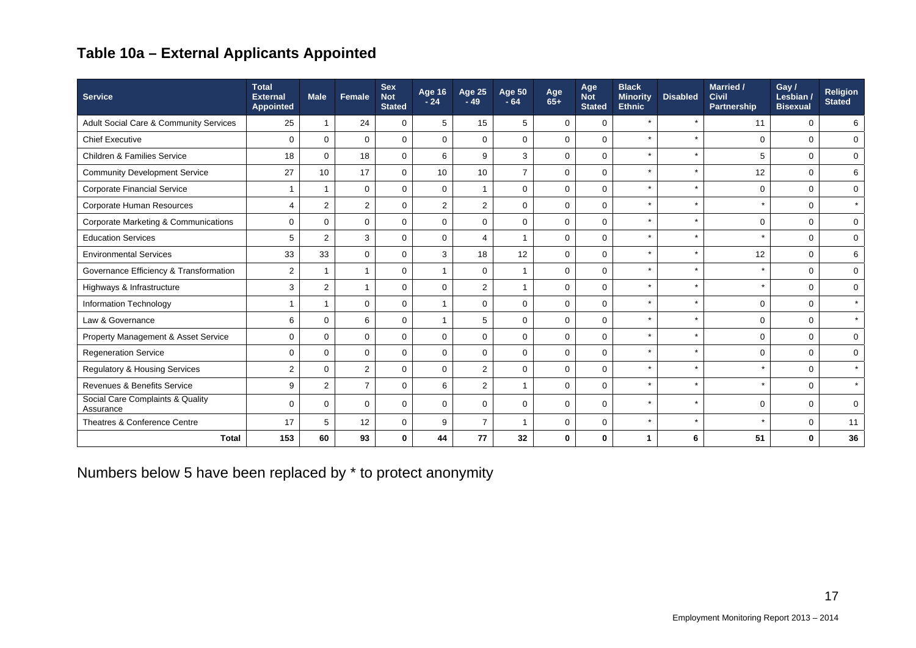## Table 10a – External Applicants Appointed

| Service | Total External Appointed | Male | Female | Sex Not Stated | Age 16 - 24 | Age 25 - 49 | Age 50 - 64 | Age 65+ | Age Not Stated | Black Minority Ethnic | Disabled | Married / Civil Partnership | Gay / Lesbian / Bisexual | Religion Stated |
|---|---|---|---|---|---|---|---|---|---|---|---|---|---|---|
| Adult Social Care & Community Services | 25 | 1 | 24 | 0 | 5 | 15 | 5 | 0 | 0 | * | * | 11 | 0 | 6 |
| Chief Executive | 0 | 0 | 0 | 0 | 0 | 0 | 0 | 0 | 0 | * | * | 0 | 0 | 0 |
| Children & Families Service | 18 | 0 | 18 | 0 | 6 | 9 | 3 | 0 | 0 | * | * | 5 | 0 | 0 |
| Community Development Service | 27 | 10 | 17 | 0 | 10 | 10 | 7 | 0 | 0 | * | * | 12 | 0 | 6 |
| Corporate Financial Service | 1 | 1 | 0 | 0 | 0 | 1 | 0 | 0 | 0 | * | * | 0 | 0 | 0 |
| Corporate Human Resources | 4 | 2 | 2 | 0 | 2 | 2 | 0 | 0 | 0 | * | * | * | 0 | * |
| Corporate Marketing & Communications | 0 | 0 | 0 | 0 | 0 | 0 | 0 | 0 | 0 | * | * | 0 | 0 | 0 |
| Education Services | 5 | 2 | 3 | 0 | 0 | 4 | 1 | 0 | 0 | * | * | * | 0 | 0 |
| Environmental Services | 33 | 33 | 0 | 0 | 3 | 18 | 12 | 0 | 0 | * | * | 12 | 0 | 6 |
| Governance Efficiency & Transformation | 2 | 1 | 1 | 0 | 1 | 0 | 1 | 0 | 0 | * | * | * | 0 | 0 |
| Highways & Infrastructure | 3 | 2 | 1 | 0 | 0 | 2 | 1 | 0 | 0 | * | * | * | 0 | 0 |
| Information Technology | 1 | 1 | 0 | 0 | 1 | 0 | 0 | 0 | 0 | * | * | 0 | 0 | * |
| Law & Governance | 6 | 0 | 6 | 0 | 1 | 5 | 0 | 0 | 0 | * | * | 0 | 0 | * |
| Property Management & Asset Service | 0 | 0 | 0 | 0 | 0 | 0 | 0 | 0 | 0 | * | * | 0 | 0 | 0 |
| Regeneration Service | 0 | 0 | 0 | 0 | 0 | 0 | 0 | 0 | 0 | * | * | 0 | 0 | 0 |
| Regulatory & Housing Services | 2 | 0 | 2 | 0 | 0 | 2 | 0 | 0 | 0 | * | * | * | 0 | * |
| Revenues & Benefits Service | 9 | 2 | 7 | 0 | 6 | 2 | 1 | 0 | 0 | * | * | * | 0 | * |
| Social Care Complaints & Quality Assurance | 0 | 0 | 0 | 0 | 0 | 0 | 0 | 0 | 0 | * | * | 0 | 0 | 0 |
| Theatres & Conference Centre | 17 | 5 | 12 | 0 | 9 | 7 | 1 | 0 | 0 | * | * | * | 0 | 11 |
| **Total** | **153** | **60** | **93** | **0** | **44** | **77** | **32** | **0** | **0** | **1** | **6** | **51** | **0** | **36** |

Numbers below 5 have been replaced by * to protect anonymity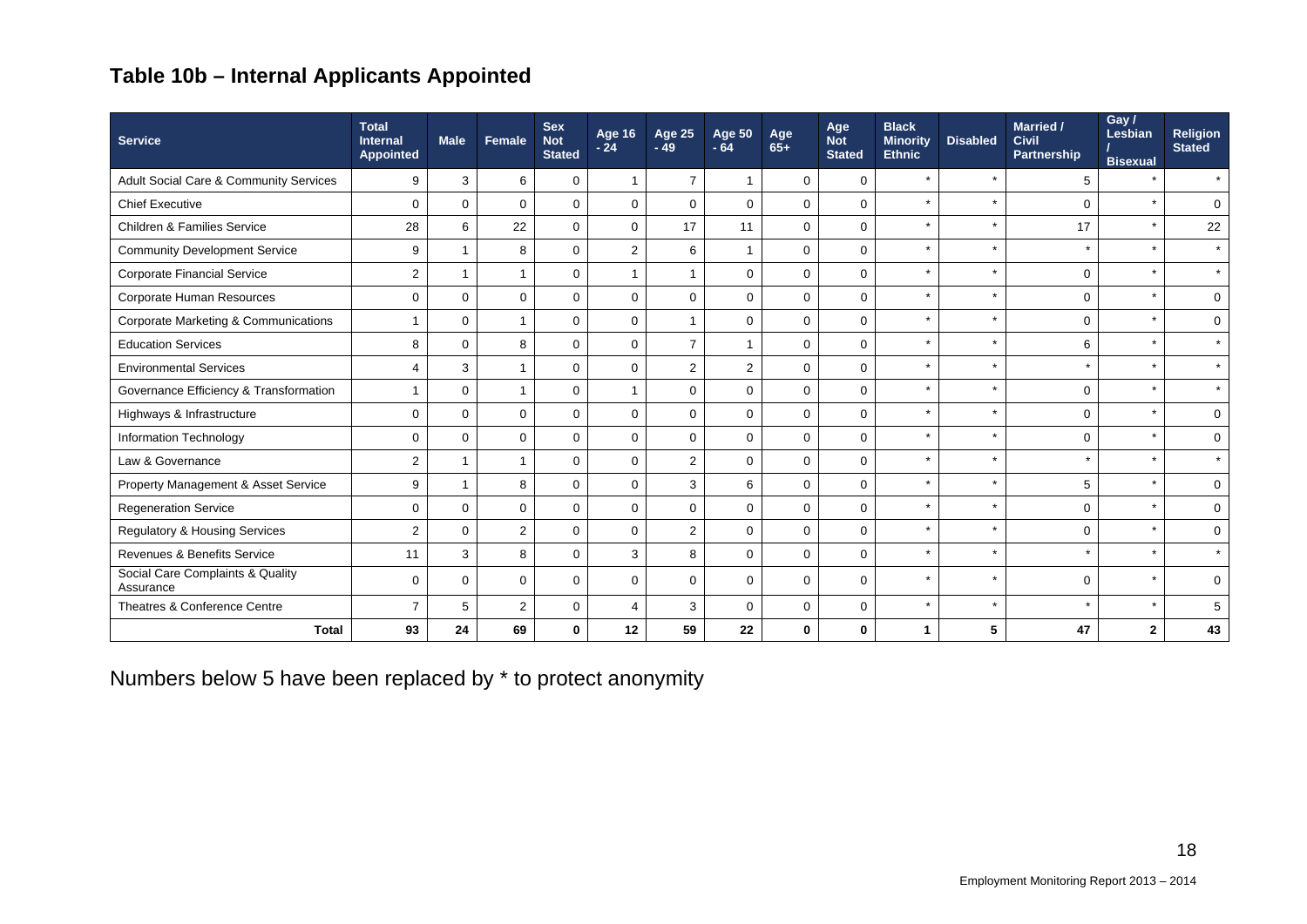## Table 10b – Internal Applicants Appointed

| Service | Total Internal Appointed | Male | Female | Sex Not Stated | Age 16 - 24 | Age 25 - 49 | Age 50 - 64 | Age 65+ | Age Not Stated | Black Minority Ethnic | Disabled | Married / Civil Partnership | Gay / Lesbian / Bisexual | Religion Stated |
|---|---|---|---|---|---|---|---|---|---|---|---|---|---|---|
| Adult Social Care & Community Services | 9 | 3 | 6 | 0 | 1 | 7 | 1 | 0 | 0 | * | * | 5 | * | * |
| Chief Executive | 0 | 0 | 0 | 0 | 0 | 0 | 0 | 0 | 0 | * | * | 0 | * | 0 |
| Children & Families Service | 28 | 6 | 22 | 0 | 0 | 17 | 11 | 0 | 0 | * | * | 17 | * | 22 |
| Community Development Service | 9 | 1 | 8 | 0 | 2 | 6 | 1 | 0 | 0 | * | * | * | * | * |
| Corporate Financial Service | 2 | 1 | 1 | 0 | 1 | 1 | 0 | 0 | 0 | * | * | 0 | * | * |
| Corporate Human Resources | 0 | 0 | 0 | 0 | 0 | 0 | 0 | 0 | 0 | * | * | 0 | * | 0 |
| Corporate Marketing & Communications | 1 | 0 | 1 | 0 | 0 | 1 | 0 | 0 | 0 | * | * | 0 | * | 0 |
| Education Services | 8 | 0 | 8 | 0 | 0 | 7 | 1 | 0 | 0 | * | * | 6 | * | * |
| Environmental Services | 4 | 3 | 1 | 0 | 0 | 2 | 2 | 0 | 0 | * | * | * | * | * |
| Governance Efficiency & Transformation | 1 | 0 | 1 | 0 | 1 | 0 | 0 | 0 | 0 | * | * | 0 | * | * |
| Highways & Infrastructure | 0 | 0 | 0 | 0 | 0 | 0 | 0 | 0 | 0 | * | * | 0 | * | 0 |
| Information Technology | 0 | 0 | 0 | 0 | 0 | 0 | 0 | 0 | 0 | * | * | 0 | * | 0 |
| Law & Governance | 2 | 1 | 1 | 0 | 0 | 2 | 0 | 0 | 0 | * | * | * | * | * |
| Property Management & Asset Service | 9 | 1 | 8 | 0 | 0 | 3 | 6 | 0 | 0 | * | * | 5 | * | 0 |
| Regeneration Service | 0 | 0 | 0 | 0 | 0 | 0 | 0 | 0 | 0 | * | * | 0 | * | 0 |
| Regulatory & Housing Services | 2 | 0 | 2 | 0 | 0 | 2 | 0 | 0 | 0 | * | * | 0 | * | 0 |
| Revenues & Benefits Service | 11 | 3 | 8 | 0 | 3 | 8 | 0 | 0 | 0 | * | * | * | * | * |
| Social Care Complaints & Quality Assurance | 0 | 0 | 0 | 0 | 0 | 0 | 0 | 0 | 0 | * | * | 0 | * | 0 |
| Theatres & Conference Centre | 7 | 5 | 2 | 0 | 4 | 3 | 0 | 0 | 0 | * | * | * | * | 5 |
| **Total** | **93** | **24** | **69** | **0** | **12** | **59** | **22** | **0** | **0** | **1** | **5** | **47** | **2** | **43** |

Numbers below 5 have been replaced by * to protect anonymity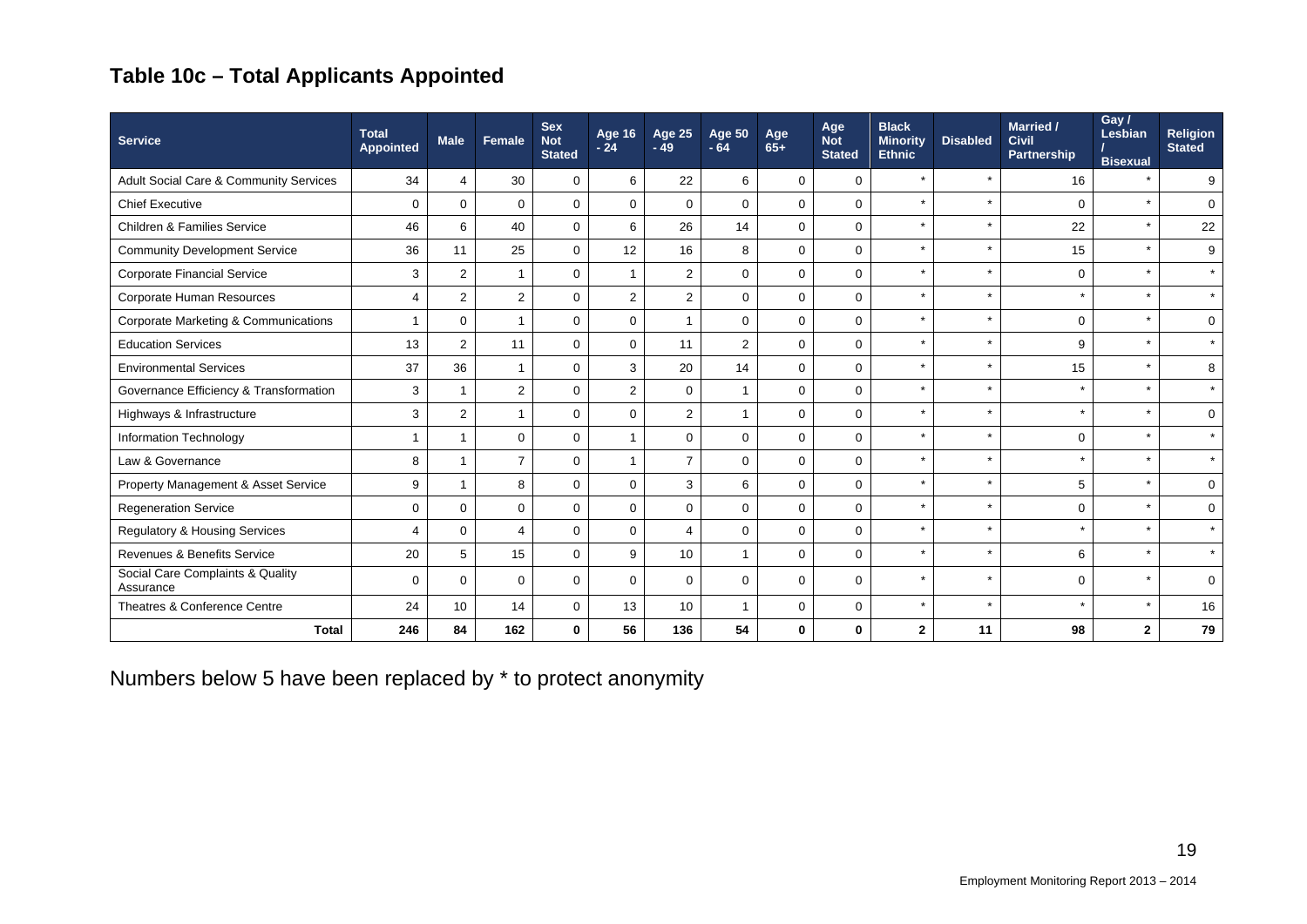## Table 10c – Total Applicants Appointed

| Service | Total Appointed | Male | Female | Sex Not Stated | Age 16 - 24 | Age 25 - 49 | Age 50 - 64 | Age 65+ | Age Not Stated | Black Minority Ethnic | Disabled | Married / Civil Partnership | Gay / Lesbian / Bisexual | Religion Stated |
|---|---|---|---|---|---|---|---|---|---|---|---|---|---|---|
| Adult Social Care & Community Services | 34 | 4 | 30 | 0 | 6 | 22 | 6 | 0 | 0 | * | * | 16 | * | 9 |
| Chief Executive | 0 | 0 | 0 | 0 | 0 | 0 | 0 | 0 | 0 | * | * | 0 | * | 0 |
| Children & Families Service | 46 | 6 | 40 | 0 | 6 | 26 | 14 | 0 | 0 | * | * | 22 | * | 22 |
| Community Development Service | 36 | 11 | 25 | 0 | 12 | 16 | 8 | 0 | 0 | * | * | 15 | * | 9 |
| Corporate Financial Service | 3 | 2 | 1 | 0 | 1 | 2 | 0 | 0 | 0 | * | * | 0 | * | * |
| Corporate Human Resources | 4 | 2 | 2 | 0 | 2 | 2 | 0 | 0 | 0 | * | * | * | * | * |
| Corporate Marketing & Communications | 1 | 0 | 1 | 0 | 0 | 1 | 0 | 0 | 0 | * | * | 0 | * | 0 |
| Education Services | 13 | 2 | 11 | 0 | 0 | 11 | 2 | 0 | 0 | * | * | 9 | * | * |
| Environmental Services | 37 | 36 | 1 | 0 | 3 | 20 | 14 | 0 | 0 | * | * | 15 | * | 8 |
| Governance Efficiency & Transformation | 3 | 1 | 2 | 0 | 2 | 0 | 1 | 0 | 0 | * | * | * | * | * |
| Highways & Infrastructure | 3 | 2 | 1 | 0 | 0 | 2 | 1 | 0 | 0 | * | * | * | * | 0 |
| Information Technology | 1 | 1 | 0 | 0 | 1 | 0 | 0 | 0 | 0 | * | * | 0 | * | * |
| Law & Governance | 8 | 1 | 7 | 0 | 1 | 7 | 0 | 0 | 0 | * | * | * | * | * |
| Property Management & Asset Service | 9 | 1 | 8 | 0 | 0 | 3 | 6 | 0 | 0 | * | * | 5 | * | 0 |
| Regeneration Service | 0 | 0 | 0 | 0 | 0 | 0 | 0 | 0 | 0 | * | * | 0 | * | 0 |
| Regulatory & Housing Services | 4 | 0 | 4 | 0 | 0 | 4 | 0 | 0 | 0 | * | * | * | * | * |
| Revenues & Benefits Service | 20 | 5 | 15 | 0 | 9 | 10 | 1 | 0 | 0 | * | * | 6 | * | * |
| Social Care Complaints & Quality Assurance | 0 | 0 | 0 | 0 | 0 | 0 | 0 | 0 | 0 | * | * | 0 | * | 0 |
| Theatres & Conference Centre | 24 | 10 | 14 | 0 | 13 | 10 | 1 | 0 | 0 | * | * | * | * | 16 |
| **Total** | **246** | **84** | **162** | **0** | **56** | **136** | **54** | **0** | **0** | **2** | **11** | **98** | **2** | **79** |

Numbers below 5 have been replaced by * to protect anonymity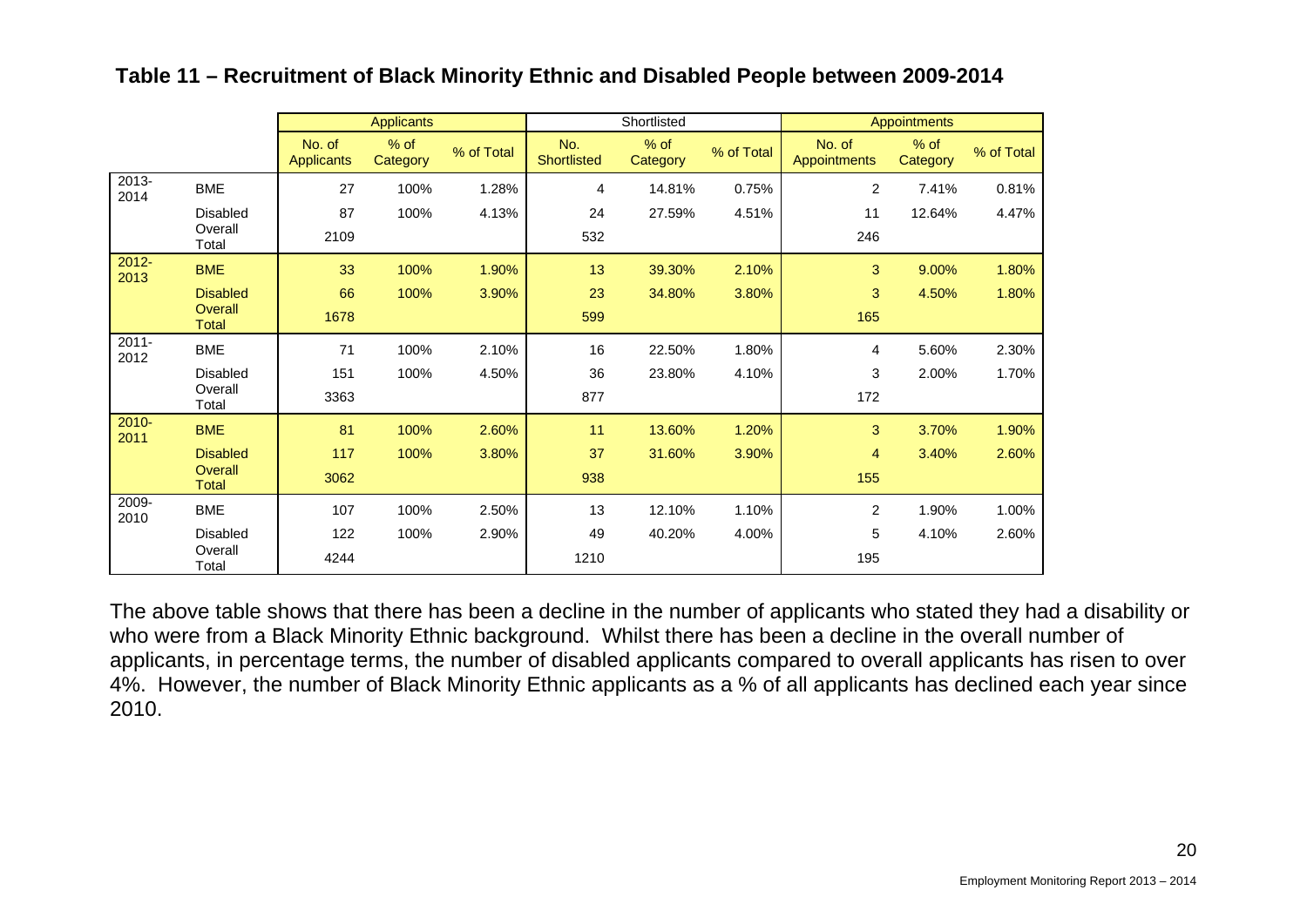## Table 11 – Recruitment of Black Minority Ethnic and Disabled People between 2009-2014

| | | Applicants | | | Shortlisted | | | Appointments | | |
|---|---|---|---|---|---|---|---|---|---|---|
| | | No. of Applicants | % of Category | % of Total | No. Shortlisted | % of Category | % of Total | No. of Appointments | % of Category | % of Total |
| 2013-2014 | BME | 27 | 100% | 1.28% | 4 | 14.81% | 0.75% | 2 | 7.41% | 0.81% |
| | Disabled | 87 | 100% | 4.13% | 24 | 27.59% | 4.51% | 11 | 12.64% | 4.47% |
| | Overall Total | 2109 | | | 532 | | | 246 | | |
| 2012-2013 | BME | 33 | 100% | 1.90% | 13 | 39.30% | 2.10% | 3 | 9.00% | 1.80% |
| | Disabled | 66 | 100% | 3.90% | 23 | 34.80% | 3.80% | 3 | 4.50% | 1.80% |
| | Overall Total | 1678 | | | 599 | | | 165 | | |
| 2011-2012 | BME | 71 | 100% | 2.10% | 16 | 22.50% | 1.80% | 4 | 5.60% | 2.30% |
| | Disabled | 151 | 100% | 4.50% | 36 | 23.80% | 4.10% | 3 | 2.00% | 1.70% |
| | Overall Total | 3363 | | | 877 | | | 172 | | |
| 2010-2011 | BME | 81 | 100% | 2.60% | 11 | 13.60% | 1.20% | 3 | 3.70% | 1.90% |
| | Disabled | 117 | 100% | 3.80% | 37 | 31.60% | 3.90% | 4 | 3.40% | 2.60% |
| | Overall Total | 3062 | | | 938 | | | 155 | | |
| 2009-2010 | BME | 107 | 100% | 2.50% | 13 | 12.10% | 1.10% | 2 | 1.90% | 1.00% |
| | Disabled | 122 | 100% | 2.90% | 49 | 40.20% | 4.00% | 5 | 4.10% | 2.60% |
| | Overall Total | 4244 | | | 1210 | | | 195 | | |

The above table shows that there has been a decline in the number of applicants who stated they had a disability or who were from a Black Minority Ethnic background. Whilst there has been a decline in the overall number of applicants, in percentage terms, the number of disabled applicants compared to overall applicants has risen to over 4%. However, the number of Black Minority Ethnic applicants as a % of all applicants has declined each year since 2010.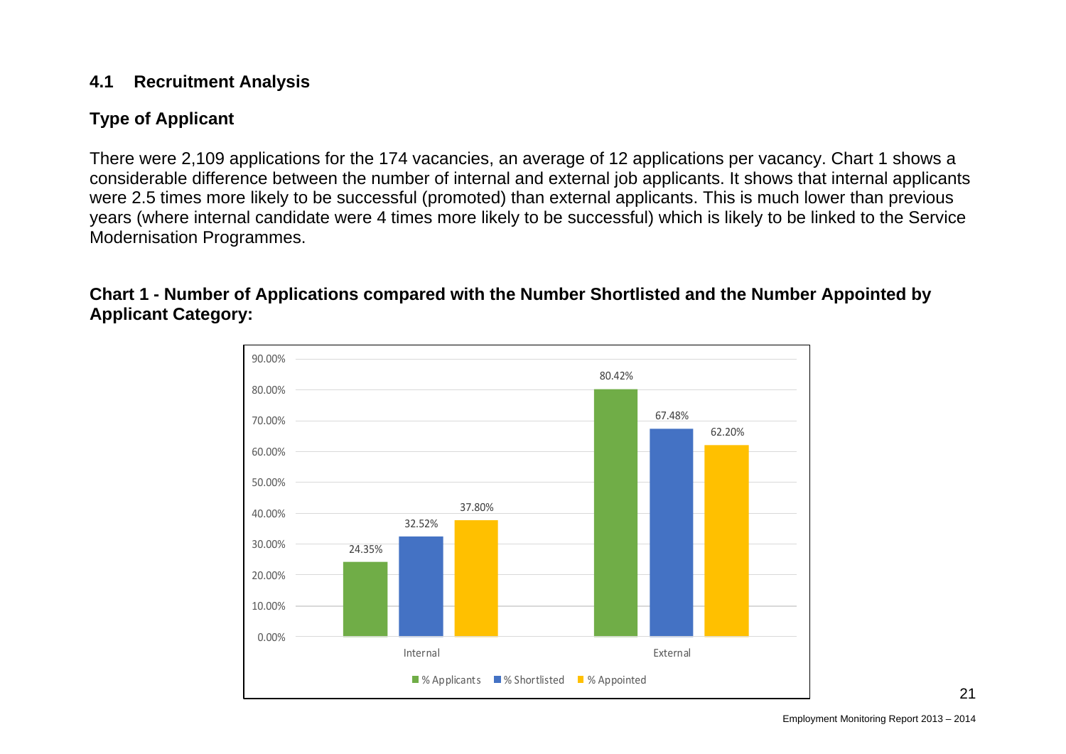## 4.1 Recruitment Analysis

### Type of Applicant

There were 2,109 applications for the 174 vacancies, an average of 12 applications per vacancy. Chart 1 shows a considerable difference between the number of internal and external job applicants. It shows that internal applicants were 2.5 times more likely to be successful (promoted) than external applicants. This is much lower than previous years (where internal candidate were 4 times more likely to be successful) which is likely to be linked to the Service Modernisation Programmes.

**Chart 1 - Number of Applications compared with the Number Shortlisted and the Number Appointed by Applicant Category:**

| | % Applicants | % Shortlisted | % Appointed |
|---|---|---|---|
| Internal | 24.35% | 32.52% | 37.80% |
| External | 80.42% | 67.48% | 62.20% |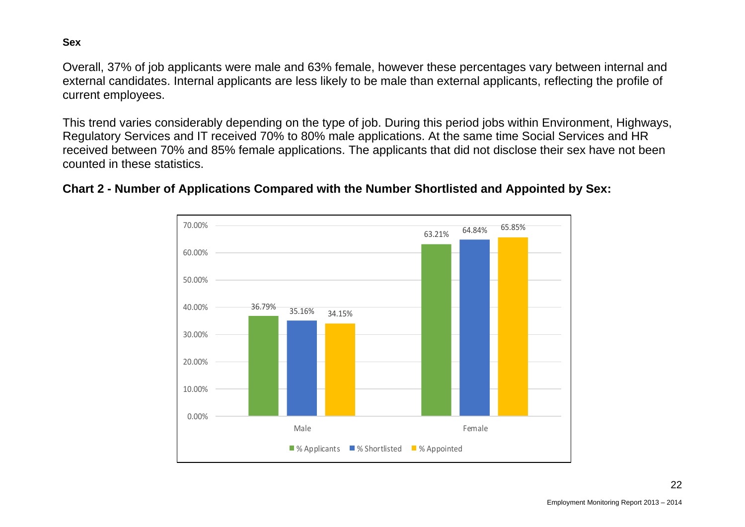**Sex**

Overall, 37% of job applicants were male and 63% female, however these percentages vary between internal and external candidates. Internal applicants are less likely to be male than external applicants, reflecting the profile of current employees.

This trend varies considerably depending on the type of job. During this period jobs within Environment, Highways, Regulatory Services and IT received 70% to 80% male applications. At the same time Social Services and HR received between 70% and 85% female applications. The applicants that did not disclose their sex have not been counted in these statistics.

**Chart 2 - Number of Applications Compared with the Number Shortlisted and Appointed by Sex:**

| | % Applicants | % Shortlisted | % Appointed |
|---|---|---|---|
| Male | 36.79% | 35.16% | 34.15% |
| Female | 63.21% | 64.84% | 65.85% |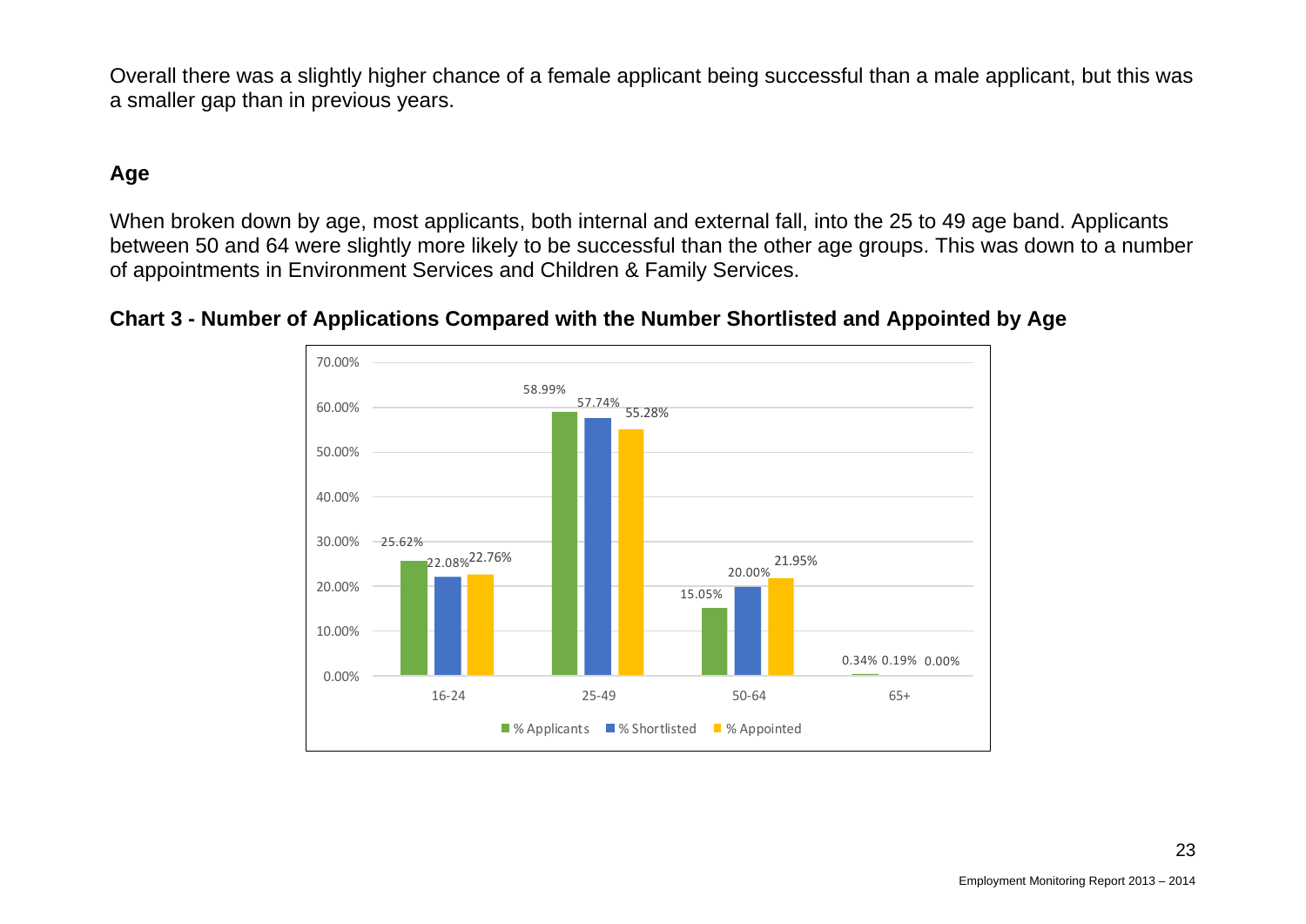Overall there was a slightly higher chance of a female applicant being successful than a male applicant, but this was a smaller gap than in previous years.

## Age

When broken down by age, most applicants, both internal and external fall, into the 25 to 49 age band. Applicants between 50 and 64 were slightly more likely to be successful than the other age groups. This was down to a number of appointments in Environment Services and Children & Family Services.

**Chart 3 - Number of Applications Compared with the Number Shortlisted and Appointed by Age**

| Age | % Applicants | % Shortlisted | % Appointed |
|---|---|---|---|
| 16-24 | 25.62% | 22.08% | 22.76% |
| 25-49 | 58.99% | 57.74% | 55.28% |
| 50-64 | 15.05% | 20.00% | 21.95% |
| 65+ | 0.34% | 0.19% | 0.00% |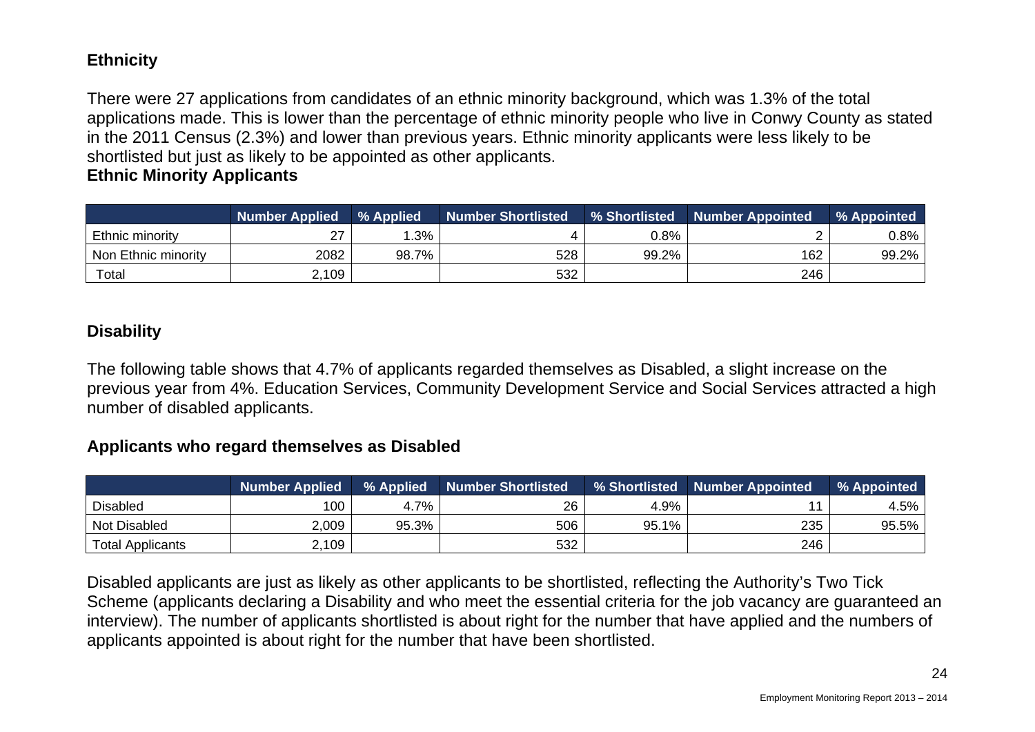## Ethnicity

There were 27 applications from candidates of an ethnic minority background, which was 1.3% of the total applications made. This is lower than the percentage of ethnic minority people who live in Conwy County as stated in the 2011 Census (2.3%) and lower than previous years. Ethnic minority applicants were less likely to be shortlisted but just as likely to be appointed as other applicants.

**Ethnic Minority Applicants**

| | Number Applied | % Applied | Number Shortlisted | % Shortlisted | Number Appointed | % Appointed |
|---|---|---|---|---|---|---|
| Ethnic minority | 27 | 1.3% | 4 | 0.8% | 2 | 0.8% |
| Non Ethnic minority | 2082 | 98.7% | 528 | 99.2% | 162 | 99.2% |
| Total | 2,109 | | 532 | | 246 | |

## Disability

The following table shows that 4.7% of applicants regarded themselves as Disabled, a slight increase on the previous year from 4%. Education Services, Community Development Service and Social Services attracted a high number of disabled applicants.

### Applicants who regard themselves as Disabled

| | Number Applied | % Applied | Number Shortlisted | % Shortlisted | Number Appointed | % Appointed |
|---|---|---|---|---|---|---|
| Disabled | 100 | 4.7% | 26 | 4.9% | 11 | 4.5% |
| Not Disabled | 2,009 | 95.3% | 506 | 95.1% | 235 | 95.5% |
| Total Applicants | 2,109 | | 532 | | 246 | |

Disabled applicants are just as likely as other applicants to be shortlisted, reflecting the Authority's Two Tick Scheme (applicants declaring a Disability and who meet the essential criteria for the job vacancy are guaranteed an interview). The number of applicants shortlisted is about right for the number that have applied and the numbers of applicants appointed is about right for the number that have been shortlisted.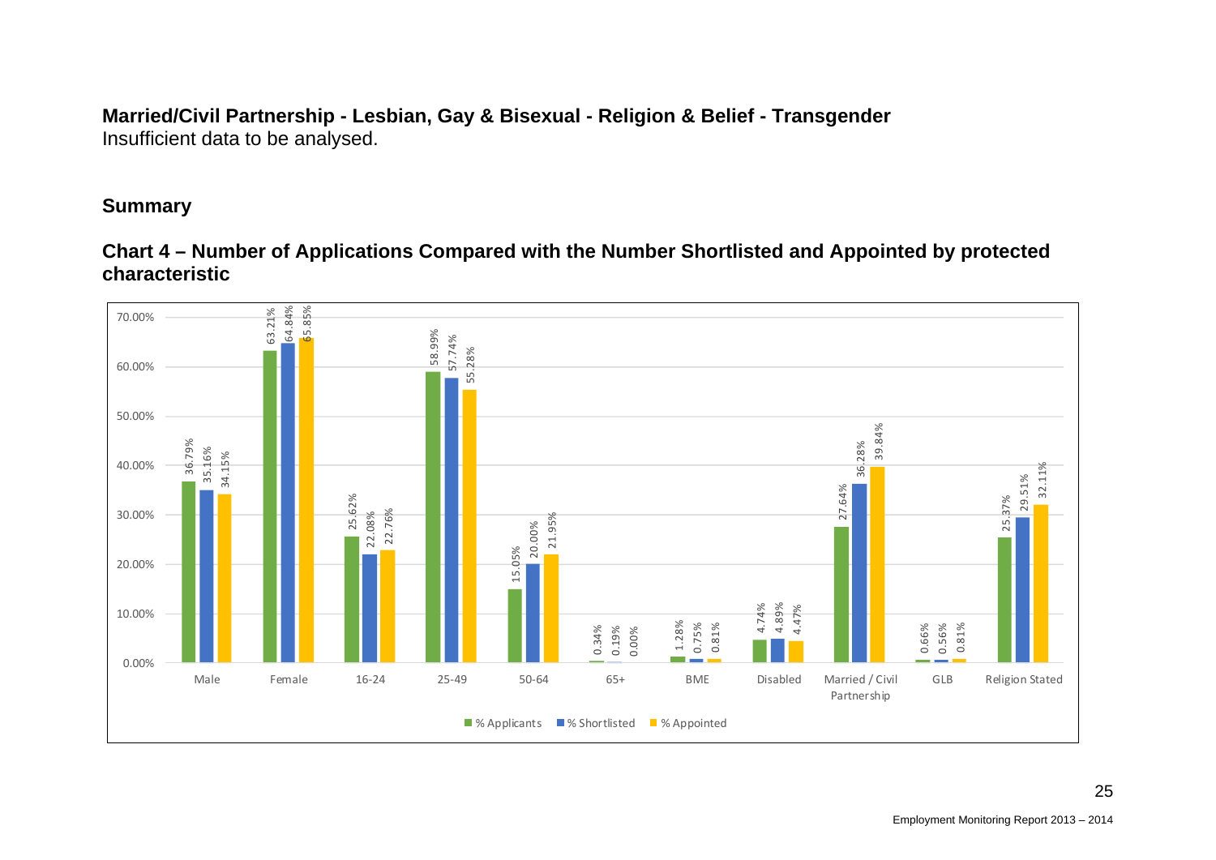**Married/Civil Partnership - Lesbian, Gay & Bisexual - Religion & Belief - Transgender**
Insufficient data to be analysed.

## Summary

### Chart 4 – Number of Applications Compared with the Number Shortlisted and Appointed by protected characteristic

| | % Applicants | % Shortlisted | % Appointed |
|---|---|---|---|
| Male | 36.79% | 35.16% | 34.15% |
| Female | 63.21% | 64.84% | 65.85% |
| 16-24 | 25.62% | 22.08% | 22.76% |
| 25-49 | 58.99% | 57.74% | 55.28% |
| 50-64 | 15.05% | 20.00% | 21.95% |
| 65+ | 0.34% | 0.19% | 0.00% |
| BME | 1.28% | 0.75% | 0.81% |
| Disabled | 4.74% | 4.89% | 4.47% |
| Married / Civil Partnership | 27.64% | 36.28% | 39.84% |
| GLB | 0.66% | 0.56% | 0.81% |
| Religion Stated | 25.37% | 29.51% | 32.11% |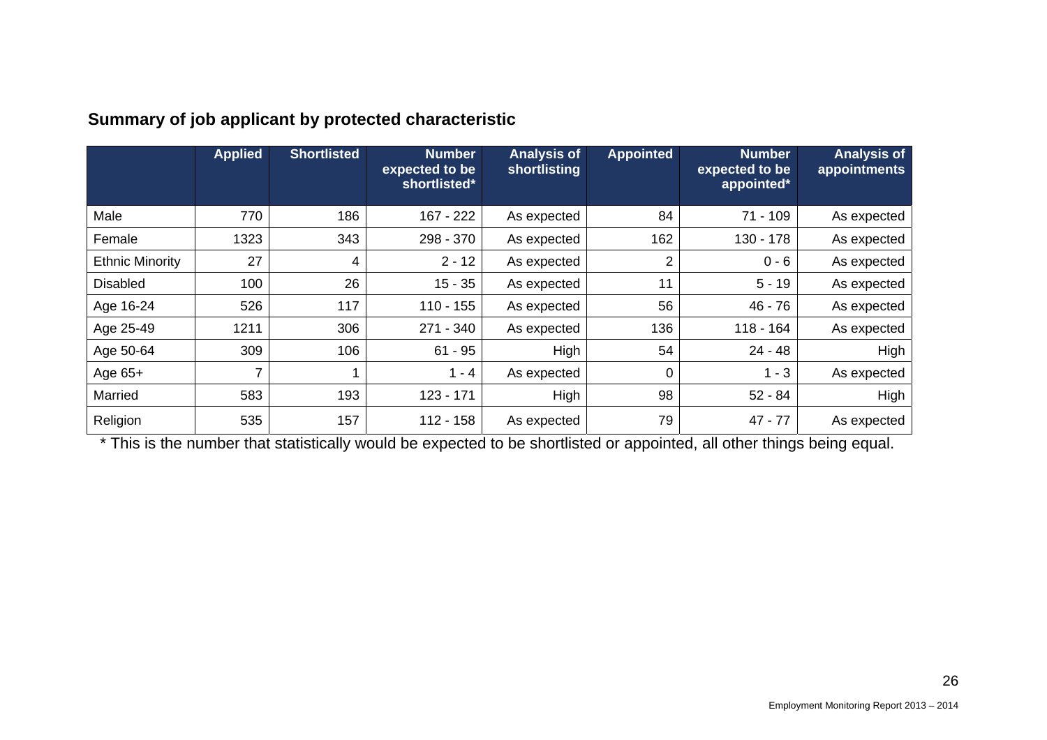## Summary of job applicant by protected characteristic

| | Applied | Shortlisted | Number expected to be shortlisted* | Analysis of shortlisting | Appointed | Number expected to be appointed* | Analysis of appointments |
|---|---|---|---|---|---|---|---|
| Male | 770 | 186 | 167 - 222 | As expected | 84 | 71 - 109 | As expected |
| Female | 1323 | 343 | 298 - 370 | As expected | 162 | 130 - 178 | As expected |
| Ethnic Minority | 27 | 4 | 2 - 12 | As expected | 2 | 0 - 6 | As expected |
| Disabled | 100 | 26 | 15 - 35 | As expected | 11 | 5 - 19 | As expected |
| Age 16-24 | 526 | 117 | 110 - 155 | As expected | 56 | 46 - 76 | As expected |
| Age 25-49 | 1211 | 306 | 271 - 340 | As expected | 136 | 118 - 164 | As expected |
| Age 50-64 | 309 | 106 | 61 - 95 | High | 54 | 24 - 48 | High |
| Age 65+ | 7 | 1 | 1 - 4 | As expected | 0 | 1 - 3 | As expected |
| Married | 583 | 193 | 123 - 171 | High | 98 | 52 - 84 | High |
| Religion | 535 | 157 | 112 - 158 | As expected | 79 | 47 - 77 | As expected |

* This is the number that statistically would be expected to be shortlisted or appointed, all other things being equal.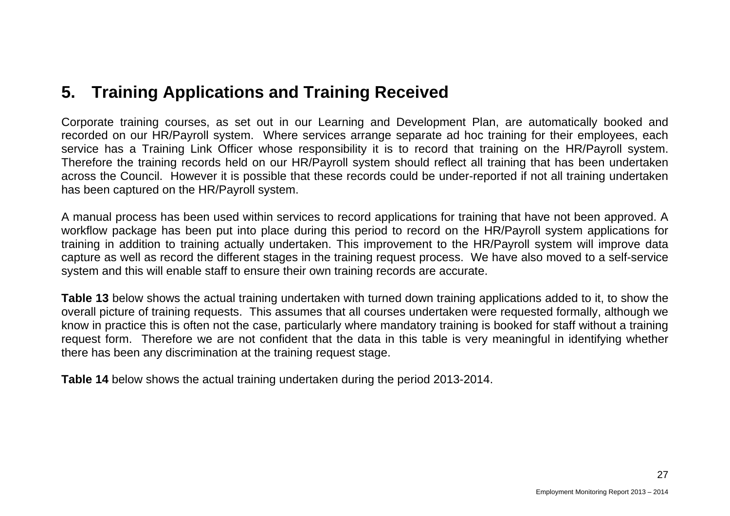## 5. Training Applications and Training Received

Corporate training courses, as set out in our Learning and Development Plan, are automatically booked and recorded on our HR/Payroll system. Where services arrange separate ad hoc training for their employees, each service has a Training Link Officer whose responsibility it is to record that training on the HR/Payroll system. Therefore the training records held on our HR/Payroll system should reflect all training that has been undertaken across the Council. However it is possible that these records could be under-reported if not all training undertaken has been captured on the HR/Payroll system.

A manual process has been used within services to record applications for training that have not been approved. A workflow package has been put into place during this period to record on the HR/Payroll system applications for training in addition to training actually undertaken. This improvement to the HR/Payroll system will improve data capture as well as record the different stages in the training request process. We have also moved to a self-service system and this will enable staff to ensure their own training records are accurate.

**Table 13** below shows the actual training undertaken with turned down training applications added to it, to show the overall picture of training requests. This assumes that all courses undertaken were requested formally, although we know in practice this is often not the case, particularly where mandatory training is booked for staff without a training request form. Therefore we are not confident that the data in this table is very meaningful in identifying whether there has been any discrimination at the training request stage.

**Table 14** below shows the actual training undertaken during the period 2013-2014.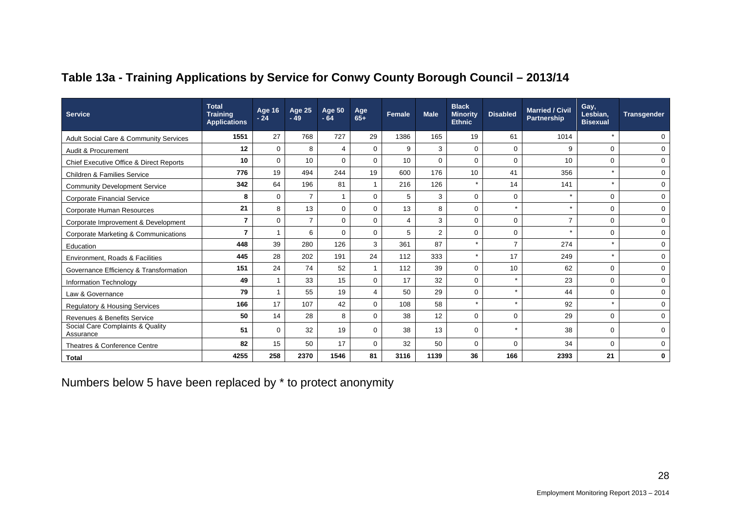## Table 13a - Training Applications by Service for Conwy County Borough Council – 2013/14

| Service | Total Training Applications | Age 16 - 24 | Age 25 - 49 | Age 50 - 64 | Age 65+ | Female | Male | Black Minority Ethnic | Disabled | Married / Civil Partnership | Gay, Lesbian, Bisexual | Transgender |
|---|---|---|---|---|---|---|---|---|---|---|---|---|
| Adult Social Care & Community Services | **1551** | 27 | 768 | 727 | 29 | 1386 | 165 | 19 | 61 | 1014 | * | 0 |
| Audit & Procurement | **12** | 0 | 8 | 4 | 0 | 9 | 3 | 0 | 0 | 9 | 0 | 0 |
| Chief Executive Office & Direct Reports | **10** | 0 | 10 | 0 | 0 | 10 | 0 | 0 | 0 | 10 | 0 | 0 |
| Children & Families Service | **776** | 19 | 494 | 244 | 19 | 600 | 176 | 10 | 41 | 356 | * | 0 |
| Community Development Service | **342** | 64 | 196 | 81 | 1 | 216 | 126 | * | 14 | 141 | * | 0 |
| Corporate Financial Service | **8** | 0 | 7 | 1 | 0 | 5 | 3 | 0 | 0 | * | 0 | 0 |
| Corporate Human Resources | **21** | 8 | 13 | 0 | 0 | 13 | 8 | 0 | * | * | 0 | 0 |
| Corporate Improvement & Development | **7** | 0 | 7 | 0 | 0 | 4 | 3 | 0 | 0 | 7 | 0 | 0 |
| Corporate Marketing & Communications | **7** | 1 | 6 | 0 | 0 | 5 | 2 | 0 | 0 | * | 0 | 0 |
| Education | **448** | 39 | 280 | 126 | 3 | 361 | 87 | * | 7 | 274 | * | 0 |
| Environment, Roads & Facilities | **445** | 28 | 202 | 191 | 24 | 112 | 333 | * | 17 | 249 | * | 0 |
| Governance Efficiency & Transformation | **151** | 24 | 74 | 52 | 1 | 112 | 39 | 0 | 10 | 62 | 0 | 0 |
| Information Technology | **49** | 1 | 33 | 15 | 0 | 17 | 32 | 0 | * | 23 | 0 | 0 |
| Law & Governance | **79** | 1 | 55 | 19 | 4 | 50 | 29 | 0 | * | 44 | 0 | 0 |
| Regulatory & Housing Services | **166** | 17 | 107 | 42 | 0 | 108 | 58 | * | * | 92 | * | 0 |
| Revenues & Benefits Service | **50** | 14 | 28 | 8 | 0 | 38 | 12 | 0 | 0 | 29 | 0 | 0 |
| Social Care Complaints & Quality Assurance | **51** | 0 | 32 | 19 | 0 | 38 | 13 | 0 | * | 38 | 0 | 0 |
| Theatres & Conference Centre | **82** | 15 | 50 | 17 | 0 | 32 | 50 | 0 | 0 | 34 | 0 | 0 |
| **Total** | **4255** | **258** | **2370** | **1546** | **81** | **3116** | **1139** | **36** | **166** | **2393** | **21** | **0** |

Numbers below 5 have been replaced by * to protect anonymity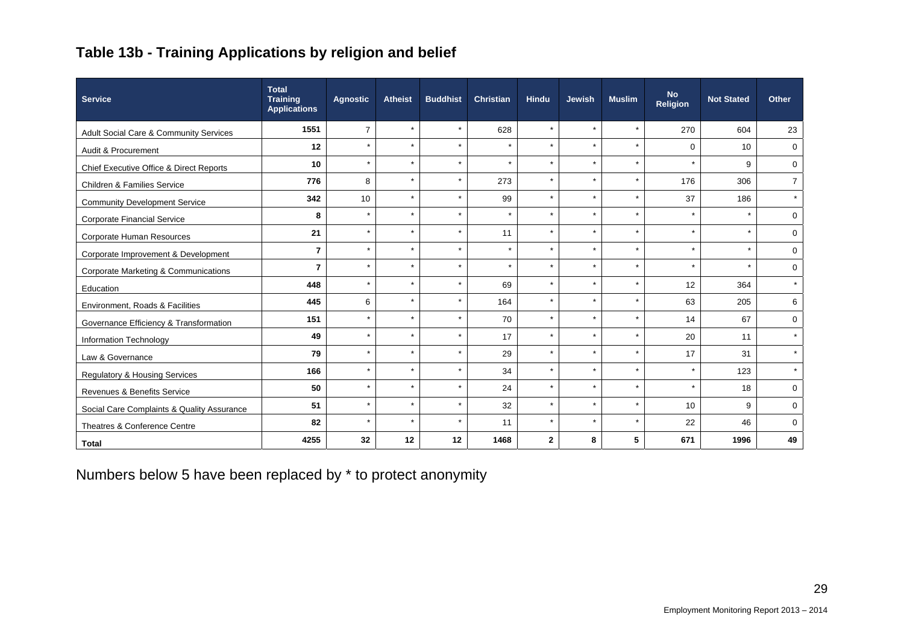## Table 13b - Training Applications by religion and belief

| Service | Total Training Applications | Agnostic | Atheist | Buddhist | Christian | Hindu | Jewish | Muslim | No Religion | Not Stated | Other |
|---|---|---|---|---|---|---|---|---|---|---|---|
| Adult Social Care & Community Services | **1551** | 7 | * | * | 628 | * | * | * | 270 | 604 | 23 |
| Audit & Procurement | **12** | * | * | * | * | * | * | * | 0 | 10 | 0 |
| Chief Executive Office & Direct Reports | **10** | * | * | * | * | * | * | * | * | 9 | 0 |
| Children & Families Service | **776** | 8 | * | * | 273 | * | * | * | 176 | 306 | 7 |
| Community Development Service | **342** | 10 | * | * | 99 | * | * | * | 37 | 186 | * |
| Corporate Financial Service | **8** | * | * | * | * | * | * | * | * | * | 0 |
| Corporate Human Resources | **21** | * | * | * | 11 | * | * | * | * | * | 0 |
| Corporate Improvement & Development | **7** | * | * | * | * | * | * | * | * | * | 0 |
| Corporate Marketing & Communications | **7** | * | * | * | * | * | * | * | * | * | 0 |
| Education | **448** | * | * | * | 69 | * | * | * | 12 | 364 | * |
| Environment, Roads & Facilities | **445** | 6 | * | * | 164 | * | * | * | 63 | 205 | 6 |
| Governance Efficiency & Transformation | **151** | * | * | * | 70 | * | * | * | 14 | 67 | 0 |
| Information Technology | **49** | * | * | * | 17 | * | * | * | 20 | 11 | * |
| Law & Governance | **79** | * | * | * | 29 | * | * | * | 17 | 31 | * |
| Regulatory & Housing Services | **166** | * | * | * | 34 | * | * | * | * | 123 | * |
| Revenues & Benefits Service | **50** | * | * | * | 24 | * | * | * | * | 18 | 0 |
| Social Care Complaints & Quality Assurance | **51** | * | * | * | 32 | * | * | * | 10 | 9 | 0 |
| Theatres & Conference Centre | **82** | * | * | * | 11 | * | * | * | 22 | 46 | 0 |
| **Total** | **4255** | **32** | **12** | **12** | **1468** | **2** | **8** | **5** | **671** | **1996** | **49** |

Numbers below 5 have been replaced by * to protect anonymity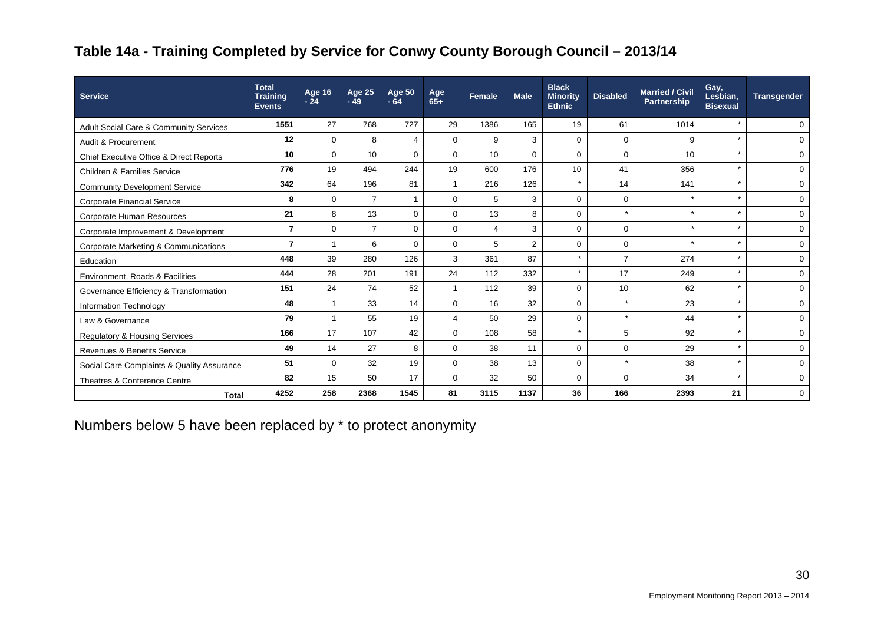## Table 14a - Training Completed by Service for Conwy County Borough Council – 2013/14

| Service | Total Training Events | Age 16 - 24 | Age 25 - 49 | Age 50 - 64 | Age 65+ | Female | Male | Black Minority Ethnic | Disabled | Married / Civil Partnership | Gay, Lesbian, Bisexual | Transgender |
|---|---|---|---|---|---|---|---|---|---|---|---|---|
| Adult Social Care & Community Services | 1551 | 27 | 768 | 727 | 29 | 1386 | 165 | 19 | 61 | 1014 | * | 0 |
| Audit & Procurement | 12 | 0 | 8 | 4 | 0 | 9 | 3 | 0 | 0 | 9 | * | 0 |
| Chief Executive Office & Direct Reports | 10 | 0 | 10 | 0 | 0 | 10 | 0 | 0 | 0 | 10 | * | 0 |
| Children & Families Service | 776 | 19 | 494 | 244 | 19 | 600 | 176 | 10 | 41 | 356 | * | 0 |
| Community Development Service | 342 | 64 | 196 | 81 | 1 | 216 | 126 | * | 14 | 141 | * | 0 |
| Corporate Financial Service | 8 | 0 | 7 | 1 | 0 | 5 | 3 | 0 | 0 | * | * | 0 |
| Corporate Human Resources | 21 | 8 | 13 | 0 | 0 | 13 | 8 | 0 | * | * | * | 0 |
| Corporate Improvement & Development | 7 | 0 | 7 | 0 | 0 | 4 | 3 | 0 | 0 | * | * | 0 |
| Corporate Marketing & Communications | 7 | 1 | 6 | 0 | 0 | 5 | 2 | 0 | 0 | * | * | 0 |
| Education | 448 | 39 | 280 | 126 | 3 | 361 | 87 | * | 7 | 274 | * | 0 |
| Environment, Roads & Facilities | 444 | 28 | 201 | 191 | 24 | 112 | 332 | * | 17 | 249 | * | 0 |
| Governance Efficiency & Transformation | 151 | 24 | 74 | 52 | 1 | 112 | 39 | 0 | 10 | 62 | * | 0 |
| Information Technology | 48 | 1 | 33 | 14 | 0 | 16 | 32 | 0 | * | 23 | * | 0 |
| Law & Governance | 79 | 1 | 55 | 19 | 4 | 50 | 29 | 0 | * | 44 | * | 0 |
| Regulatory & Housing Services | 166 | 17 | 107 | 42 | 0 | 108 | 58 | * | 5 | 92 | * | 0 |
| Revenues & Benefits Service | 49 | 14 | 27 | 8 | 0 | 38 | 11 | 0 | 0 | 29 | * | 0 |
| Social Care Complaints & Quality Assurance | 51 | 0 | 32 | 19 | 0 | 38 | 13 | 0 | * | 38 | * | 0 |
| Theatres & Conference Centre | 82 | 15 | 50 | 17 | 0 | 32 | 50 | 0 | 0 | 34 | * | 0 |
| **Total** | 4252 | 258 | 2368 | 1545 | 81 | 3115 | 1137 | 36 | 166 | 2393 | 21 | 0 |

Numbers below 5 have been replaced by * to protect anonymity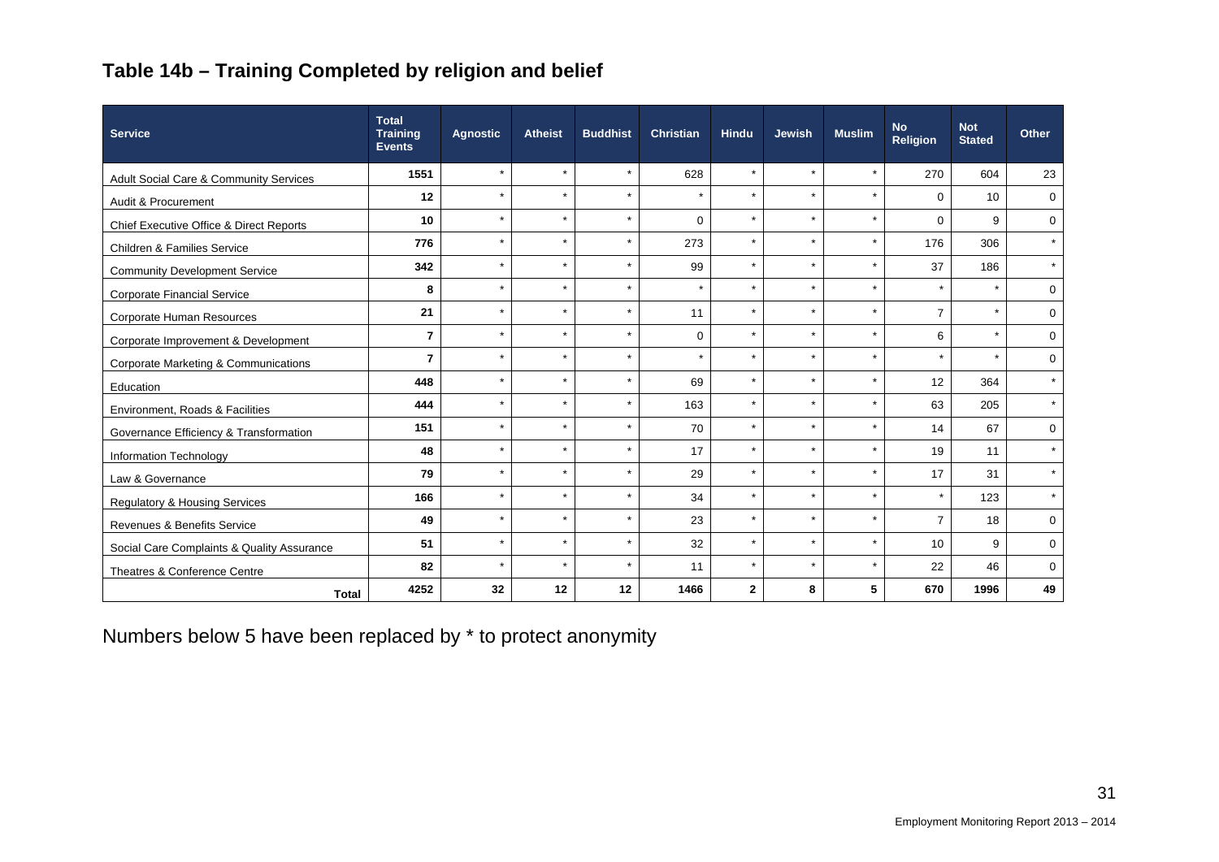## Table 14b – Training Completed by religion and belief

| Service | Total Training Events | Agnostic | Atheist | Buddhist | Christian | Hindu | Jewish | Muslim | No Religion | Not Stated | Other |
|---|---|---|---|---|---|---|---|---|---|---|---|
| Adult Social Care & Community Services | 1551 | * | * | * | 628 | * | * | * | 270 | 604 | 23 |
| Audit & Procurement | 12 | * | * | * | * | * | * | * | 0 | 10 | 0 |
| Chief Executive Office & Direct Reports | 10 | * | * | * | 0 | * | * | * | 0 | 9 | 0 |
| Children & Families Service | 776 | * | * | * | 273 | * | * | * | 176 | 306 | * |
| Community Development Service | 342 | * | * | * | 99 | * | * | * | 37 | 186 | * |
| Corporate Financial Service | 8 | * | * | * | * | * | * | * | * | * | 0 |
| Corporate Human Resources | 21 | * | * | * | 11 | * | * | * | 7 | * | 0 |
| Corporate Improvement & Development | 7 | * | * | * | 0 | * | * | * | 6 | * | 0 |
| Corporate Marketing & Communications | 7 | * | * | * | * | * | * | * | * | * | 0 |
| Education | 448 | * | * | * | 69 | * | * | * | 12 | 364 | * |
| Environment, Roads & Facilities | 444 | * | * | * | 163 | * | * | * | 63 | 205 | * |
| Governance Efficiency & Transformation | 151 | * | * | * | 70 | * | * | * | 14 | 67 | 0 |
| Information Technology | 48 | * | * | * | 17 | * | * | * | 19 | 11 | * |
| Law & Governance | 79 | * | * | * | 29 | * | * | * | 17 | 31 | * |
| Regulatory & Housing Services | 166 | * | * | * | 34 | * | * | * | * | 123 | * |
| Revenues & Benefits Service | 49 | * | * | * | 23 | * | * | * | 7 | 18 | 0 |
| Social Care Complaints & Quality Assurance | 51 | * | * | * | 32 | * | * | * | 10 | 9 | 0 |
| Theatres & Conference Centre | 82 | * | * | * | 11 | * | * | * | 22 | 46 | 0 |
| **Total** | **4252** | **32** | **12** | **12** | **1466** | **2** | **8** | **5** | **670** | **1996** | **49** |

Numbers below 5 have been replaced by * to protect anonymity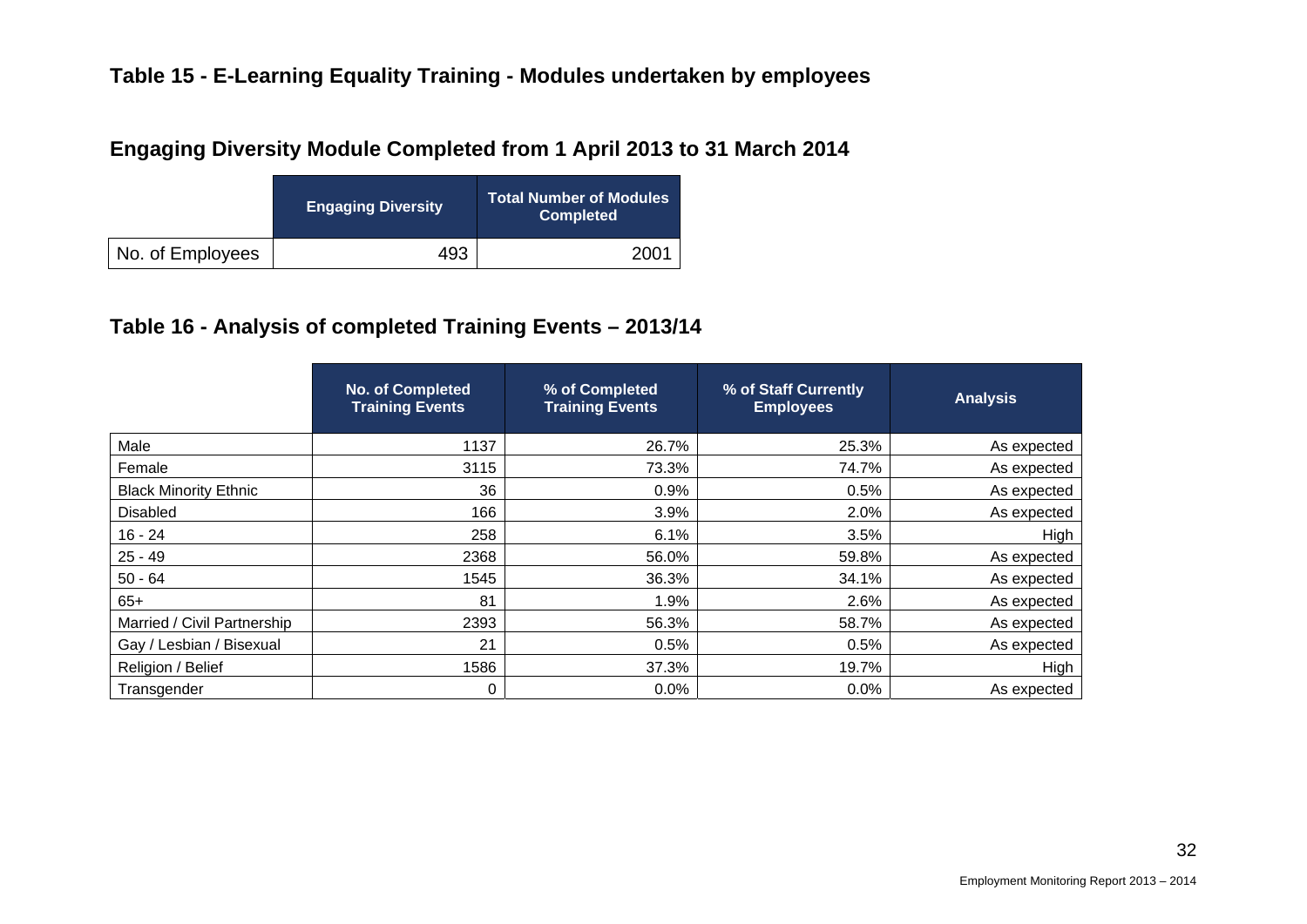## Table 15 - E-Learning Equality Training - Modules undertaken by employees

### Engaging Diversity Module Completed from 1 April 2013 to 31 March 2014

| | Engaging Diversity | Total Number of Modules Completed |
|---|---|---|
| No. of Employees | 493 | 2001 |

## Table 16 - Analysis of completed Training Events – 2013/14

| | No. of Completed Training Events | % of Completed Training Events | % of Staff Currently Employees | Analysis |
|---|---|---|---|---|
| Male | 1137 | 26.7% | 25.3% | As expected |
| Female | 3115 | 73.3% | 74.7% | As expected |
| Black Minority Ethnic | 36 | 0.9% | 0.5% | As expected |
| Disabled | 166 | 3.9% | 2.0% | As expected |
| 16 - 24 | 258 | 6.1% | 3.5% | High |
| 25 - 49 | 2368 | 56.0% | 59.8% | As expected |
| 50 - 64 | 1545 | 36.3% | 34.1% | As expected |
| 65+ | 81 | 1.9% | 2.6% | As expected |
| Married / Civil Partnership | 2393 | 56.3% | 58.7% | As expected |
| Gay / Lesbian / Bisexual | 21 | 0.5% | 0.5% | As expected |
| Religion / Belief | 1586 | 37.3% | 19.7% | High |
| Transgender | 0 | 0.0% | 0.0% | As expected |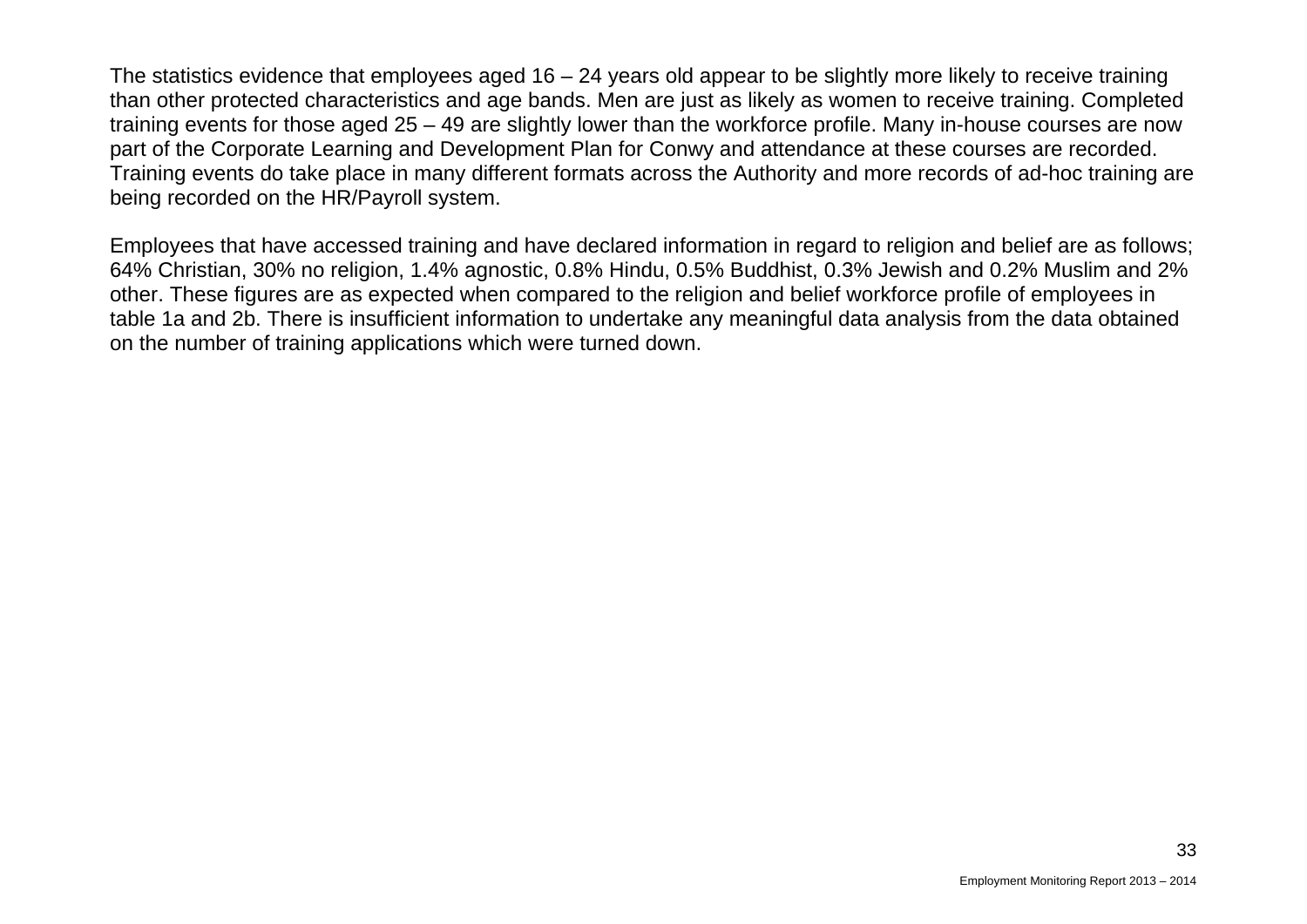The statistics evidence that employees aged 16 – 24 years old appear to be slightly more likely to receive training than other protected characteristics and age bands. Men are just as likely as women to receive training. Completed training events for those aged 25 – 49 are slightly lower than the workforce profile. Many in-house courses are now part of the Corporate Learning and Development Plan for Conwy and attendance at these courses are recorded. Training events do take place in many different formats across the Authority and more records of ad-hoc training are being recorded on the HR/Payroll system.

Employees that have accessed training and have declared information in regard to religion and belief are as follows; 64% Christian, 30% no religion, 1.4% agnostic, 0.8% Hindu, 0.5% Buddhist, 0.3% Jewish and 0.2% Muslim and 2% other. These figures are as expected when compared to the religion and belief workforce profile of employees in table 1a and 2b. There is insufficient information to undertake any meaningful data analysis from the data obtained on the number of training applications which were turned down.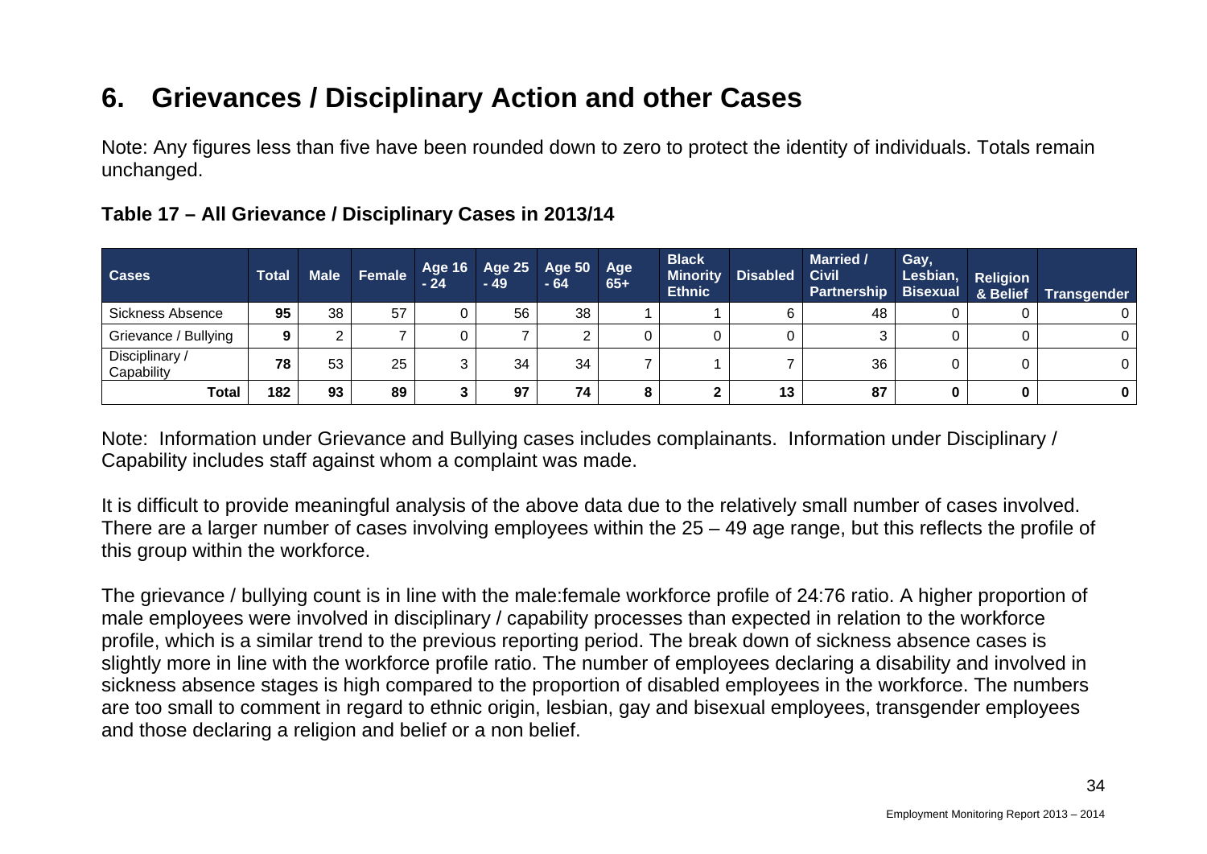## 6. Grievances / Disciplinary Action and other Cases

Note: Any figures less than five have been rounded down to zero to protect the identity of individuals. Totals remain unchanged.

### Table 17 – All Grievance / Disciplinary Cases in 2013/14

| Cases | Total | Male | Female | Age 16 - 24 | Age 25 - 49 | Age 50 - 64 | Age 65+ | Black Minority Ethnic | Disabled | Married / Civil Partnership | Gay, Lesbian, Bisexual | Religion & Belief | Transgender |
|---|---|---|---|---|---|---|---|---|---|---|---|---|---|
| Sickness Absence | **95** | 38 | 57 | 0 | 56 | 38 | 1 | 1 | 6 | 48 | 0 | 0 | 0 |
| Grievance / Bullying | **9** | 2 | 7 | 0 | 7 | 2 | 0 | 0 | 0 | 3 | 0 | 0 | 0 |
| Disciplinary / Capability | **78** | 53 | 25 | 3 | 34 | 34 | 7 | 1 | 7 | 36 | 0 | 0 | 0 |
| **Total** | **182** | **93** | **89** | **3** | **97** | **74** | **8** | **2** | **13** | **87** | **0** | **0** | **0** |

Note: Information under Grievance and Bullying cases includes complainants. Information under Disciplinary / Capability includes staff against whom a complaint was made.

It is difficult to provide meaningful analysis of the above data due to the relatively small number of cases involved. There are a larger number of cases involving employees within the 25 – 49 age range, but this reflects the profile of this group within the workforce.

The grievance / bullying count is in line with the male:female workforce profile of 24:76 ratio. A higher proportion of male employees were involved in disciplinary / capability processes than expected in relation to the workforce profile, which is a similar trend to the previous reporting period. The break down of sickness absence cases is slightly more in line with the workforce profile ratio. The number of employees declaring a disability and involved in sickness absence stages is high compared to the proportion of disabled employees in the workforce. The numbers are too small to comment in regard to ethnic origin, lesbian, gay and bisexual employees, transgender employees and those declaring a religion and belief or a non belief.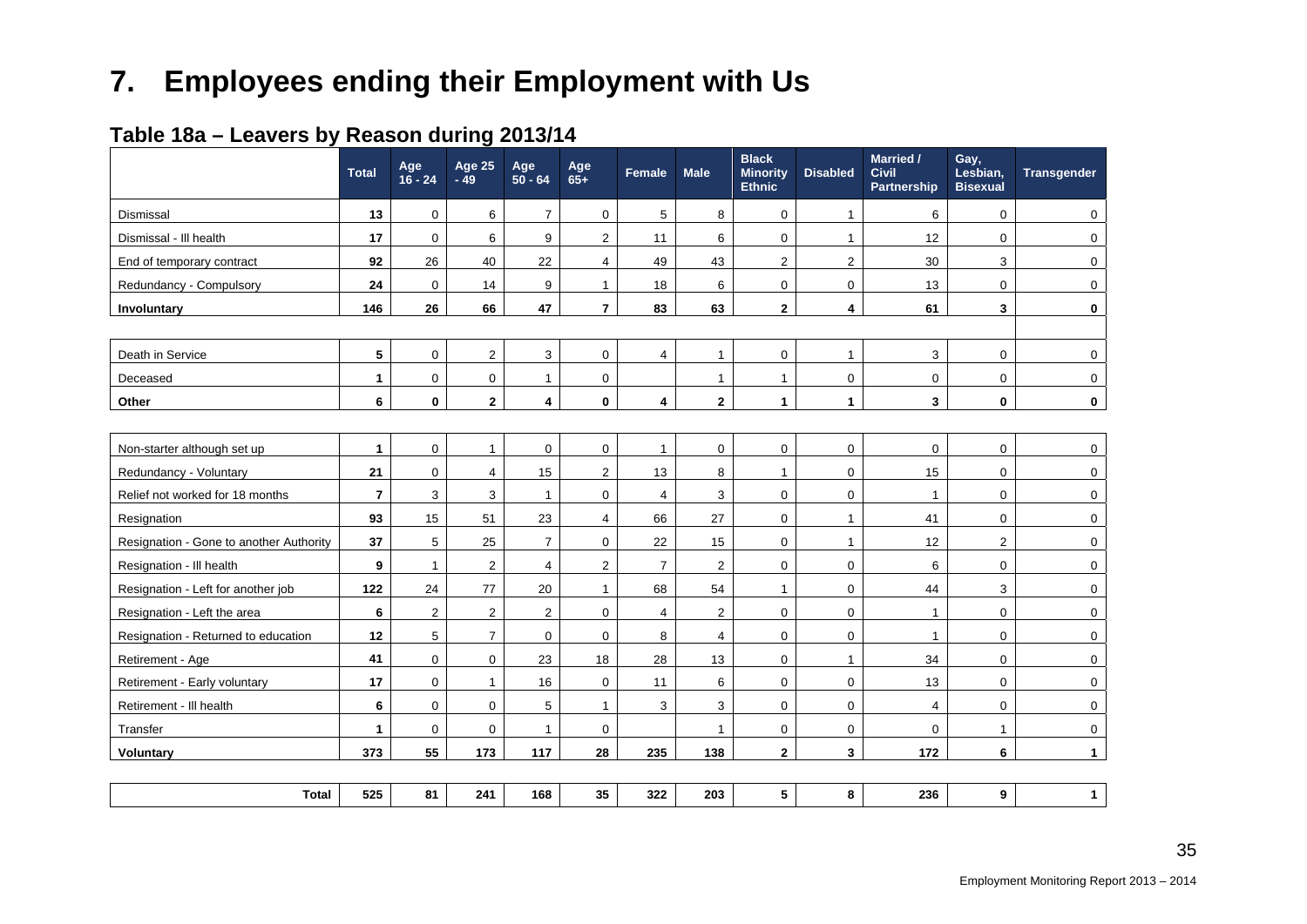# 7. Employees ending their Employment with Us

## Table 18a – Leavers by Reason during 2013/14

| | Total | Age 16 - 24 | Age 25 - 49 | Age 50 - 64 | Age 65+ | Female | Male | Black Minority Ethnic | Disabled | Married / Civil Partnership | Gay, Lesbian, Bisexual | Transgender |
|---|---|---|---|---|---|---|---|---|---|---|---|---|
| Dismissal | **13** | 0 | 6 | 7 | 0 | 5 | 8 | 0 | 1 | 6 | 0 | 0 |
| Dismissal - Ill health | **17** | 0 | 6 | 9 | 2 | 11 | 6 | 0 | 1 | 12 | 0 | 0 |
| End of temporary contract | **92** | 26 | 40 | 22 | 4 | 49 | 43 | 2 | 2 | 30 | 3 | 0 |
| Redundancy - Compulsory | **24** | 0 | 14 | 9 | 1 | 18 | 6 | 0 | 0 | 13 | 0 | 0 |
| **Involuntary** | **146** | **26** | **66** | **47** | **7** | **83** | **63** | **2** | **4** | **61** | **3** | **0** |
| | | | | | | | | | | | | |
| Death in Service | **5** | 0 | 2 | 3 | 0 | 4 | 1 | 0 | 1 | 3 | 0 | 0 |
| Deceased | **1** | 0 | 0 | 1 | 0 | | 1 | 1 | 0 | 0 | 0 | 0 |
| **Other** | **6** | **0** | **2** | **4** | **0** | **4** | **2** | **1** | **1** | **3** | **0** | **0** |
| | | | | | | | | | | | | |
| Non-starter although set up | **1** | 0 | 1 | 0 | 0 | 1 | 0 | 0 | 0 | 0 | 0 | 0 |
| Redundancy - Voluntary | **21** | 0 | 4 | 15 | 2 | 13 | 8 | 1 | 0 | 15 | 0 | 0 |
| Relief not worked for 18 months | **7** | 3 | 3 | 1 | 0 | 4 | 3 | 0 | 0 | 1 | 0 | 0 |
| Resignation | **93** | 15 | 51 | 23 | 4 | 66 | 27 | 0 | 1 | 41 | 0 | 0 |
| Resignation - Gone to another Authority | **37** | 5 | 25 | 7 | 0 | 22 | 15 | 0 | 1 | 12 | 2 | 0 |
| Resignation - Ill health | **9** | 1 | 2 | 4 | 2 | 7 | 2 | 0 | 0 | 6 | 0 | 0 |
| Resignation - Left for another job | **122** | 24 | 77 | 20 | 1 | 68 | 54 | 1 | 0 | 44 | 3 | 0 |
| Resignation - Left the area | **6** | 2 | 2 | 2 | 0 | 4 | 2 | 0 | 0 | 1 | 0 | 0 |
| Resignation - Returned to education | **12** | 5 | 7 | 0 | 0 | 8 | 4 | 0 | 0 | 1 | 0 | 0 |
| Retirement - Age | **41** | 0 | 0 | 23 | 18 | 28 | 13 | 0 | 1 | 34 | 0 | 0 |
| Retirement - Early voluntary | **17** | 0 | 1 | 16 | 0 | 11 | 6 | 0 | 0 | 13 | 0 | 0 |
| Retirement - Ill health | **6** | 0 | 0 | 5 | 1 | 3 | 3 | 0 | 0 | 4 | 0 | 0 |
| Transfer | **1** | 0 | 0 | 1 | 0 | | 1 | 0 | 0 | 0 | 1 | 0 |
| **Voluntary** | **373** | **55** | **173** | **117** | **28** | **235** | **138** | **2** | **3** | **172** | **6** | **1** |
| | | | | | | | | | | | | |
| **Total** | **525** | **81** | **241** | **168** | **35** | **322** | **203** | **5** | **8** | **236** | **9** | **1** |

Employment Monitoring Report 2013 – 2014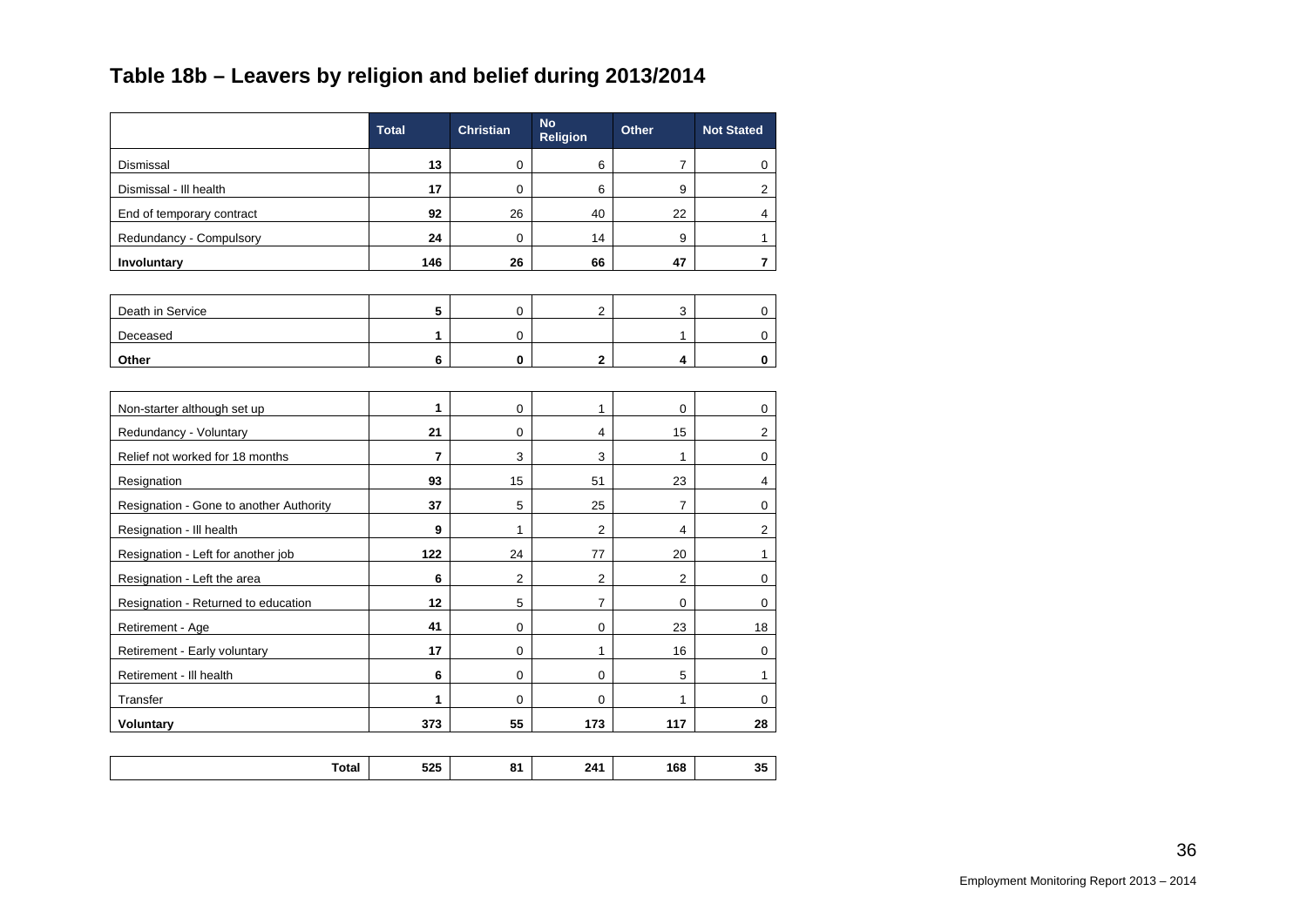## Table 18b – Leavers by religion and belief during 2013/2014

| | Total | Christian | No Religion | Other | Not Stated |
|---|---|---|---|---|---|
| Dismissal | **13** | 0 | 6 | 7 | 0 |
| Dismissal - Ill health | **17** | 0 | 6 | 9 | 2 |
| End of temporary contract | **92** | 26 | 40 | 22 | 4 |
| Redundancy - Compulsory | **24** | 0 | 14 | 9 | 1 |
| **Involuntary** | **146** | **26** | **66** | **47** | **7** |
| | | | | | |
| Death in Service | **5** | 0 | 2 | 3 | 0 |
| Deceased | **1** | 0 | | 1 | 0 |
| **Other** | **6** | **0** | **2** | **4** | **0** |
| | | | | | |
| Non-starter although set up | **1** | 0 | 1 | 0 | 0 |
| Redundancy - Voluntary | **21** | 0 | 4 | 15 | 2 |
| Relief not worked for 18 months | **7** | 3 | 3 | 1 | 0 |
| Resignation | **93** | 15 | 51 | 23 | 4 |
| Resignation - Gone to another Authority | **37** | 5 | 25 | 7 | 0 |
| Resignation - Ill health | **9** | 1 | 2 | 4 | 2 |
| Resignation - Left for another job | **122** | 24 | 77 | 20 | 1 |
| Resignation - Left the area | **6** | 2 | 2 | 2 | 0 |
| Resignation - Returned to education | **12** | 5 | 7 | 0 | 0 |
| Retirement - Age | **41** | 0 | 0 | 23 | 18 |
| Retirement - Early voluntary | **17** | 0 | 1 | 16 | 0 |
| Retirement - Ill health | **6** | 0 | 0 | 5 | 1 |
| Transfer | **1** | 0 | 0 | 1 | 0 |
| **Voluntary** | **373** | **55** | **173** | **117** | **28** |
| | | | | | |
| **Total** | **525** | **81** | **241** | **168** | **35** |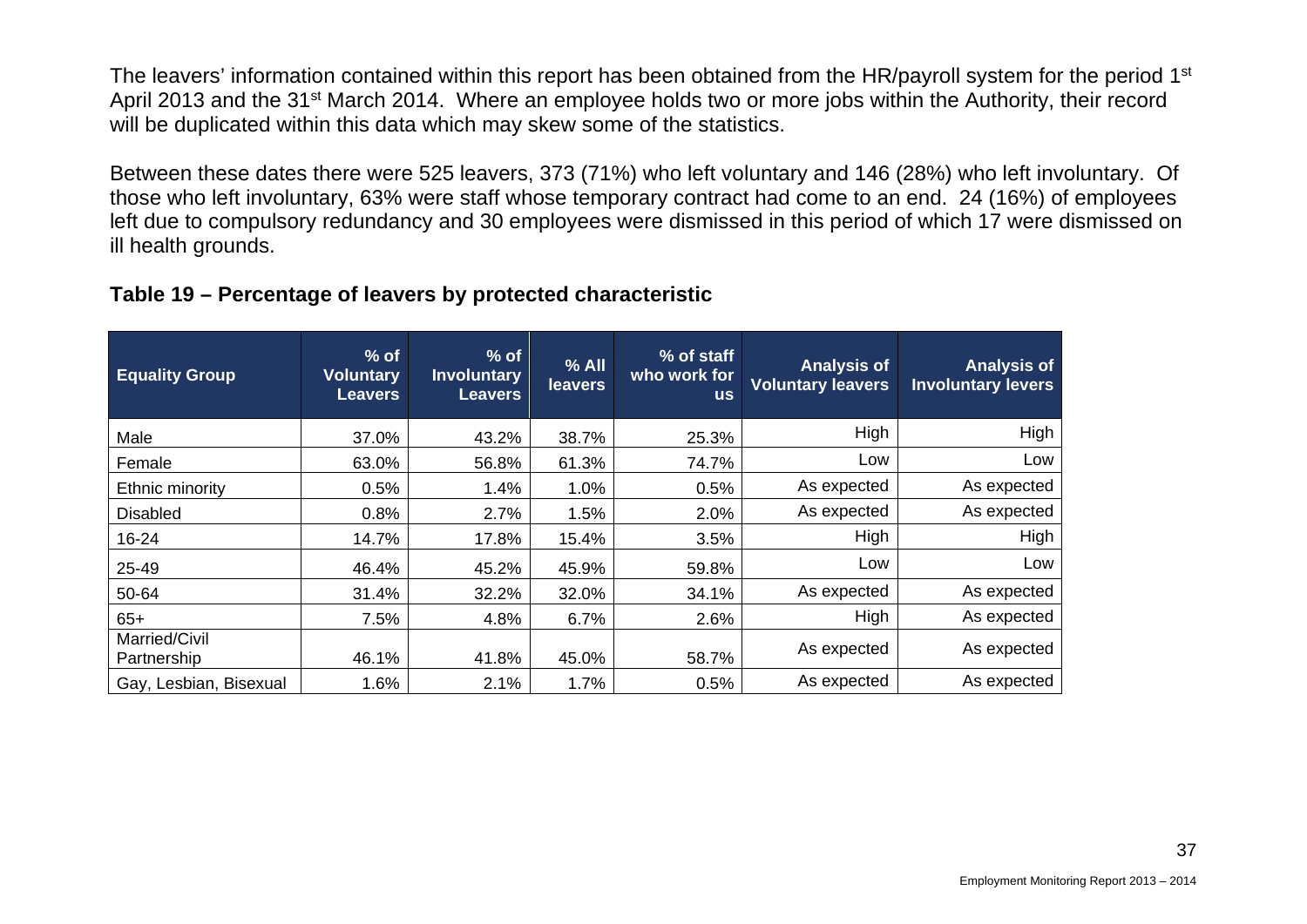The leavers' information contained within this report has been obtained from the HR/payroll system for the period 1st April 2013 and the 31st March 2014. Where an employee holds two or more jobs within the Authority, their record will be duplicated within this data which may skew some of the statistics.

Between these dates there were 525 leavers, 373 (71%) who left voluntary and 146 (28%) who left involuntary. Of those who left involuntary, 63% were staff whose temporary contract had come to an end. 24 (16%) of employees left due to compulsory redundancy and 30 employees were dismissed in this period of which 17 were dismissed on ill health grounds.

**Table 19 – Percentage of leavers by protected characteristic**

| Equality Group | % of Voluntary Leavers | % of Involuntary Leavers | % All leavers | % of staff who work for us | Analysis of Voluntary leavers | Analysis of Involuntary levers |
|---|---|---|---|---|---|---|
| Male | 37.0% | 43.2% | 38.7% | 25.3% | High | High |
| Female | 63.0% | 56.8% | 61.3% | 74.7% | Low | Low |
| Ethnic minority | 0.5% | 1.4% | 1.0% | 0.5% | As expected | As expected |
| Disabled | 0.8% | 2.7% | 1.5% | 2.0% | As expected | As expected |
| 16-24 | 14.7% | 17.8% | 15.4% | 3.5% | High | High |
| 25-49 | 46.4% | 45.2% | 45.9% | 59.8% | Low | Low |
| 50-64 | 31.4% | 32.2% | 32.0% | 34.1% | As expected | As expected |
| 65+ | 7.5% | 4.8% | 6.7% | 2.6% | High | As expected |
| Married/Civil Partnership | 46.1% | 41.8% | 45.0% | 58.7% | As expected | As expected |
| Gay, Lesbian, Bisexual | 1.6% | 2.1% | 1.7% | 0.5% | As expected | As expected |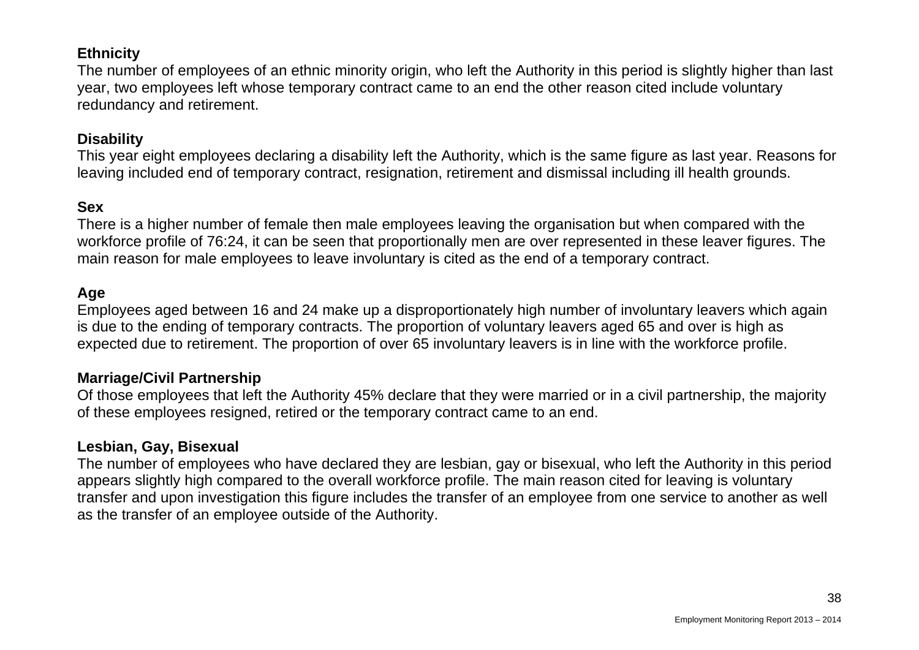**Ethnicity**

The number of employees of an ethnic minority origin, who left the Authority in this period is slightly higher than last year, two employees left whose temporary contract came to an end the other reason cited include voluntary redundancy and retirement.

**Disability**

This year eight employees declaring a disability left the Authority, which is the same figure as last year. Reasons for leaving included end of temporary contract, resignation, retirement and dismissal including ill health grounds.

**Sex**

There is a higher number of female then male employees leaving the organisation but when compared with the workforce profile of 76:24, it can be seen that proportionally men are over represented in these leaver figures. The main reason for male employees to leave involuntary is cited as the end of a temporary contract.

**Age**

Employees aged between 16 and 24 make up a disproportionately high number of involuntary leavers which again is due to the ending of temporary contracts. The proportion of voluntary leavers aged 65 and over is high as expected due to retirement. The proportion of over 65 involuntary leavers is in line with the workforce profile.

**Marriage/Civil Partnership**

Of those employees that left the Authority 45% declare that they were married or in a civil partnership, the majority of these employees resigned, retired or the temporary contract came to an end.

**Lesbian, Gay, Bisexual**

The number of employees who have declared they are lesbian, gay or bisexual, who left the Authority in this period appears slightly high compared to the overall workforce profile. The main reason cited for leaving is voluntary transfer and upon investigation this figure includes the transfer of an employee from one service to another as well as the transfer of an employee outside of the Authority.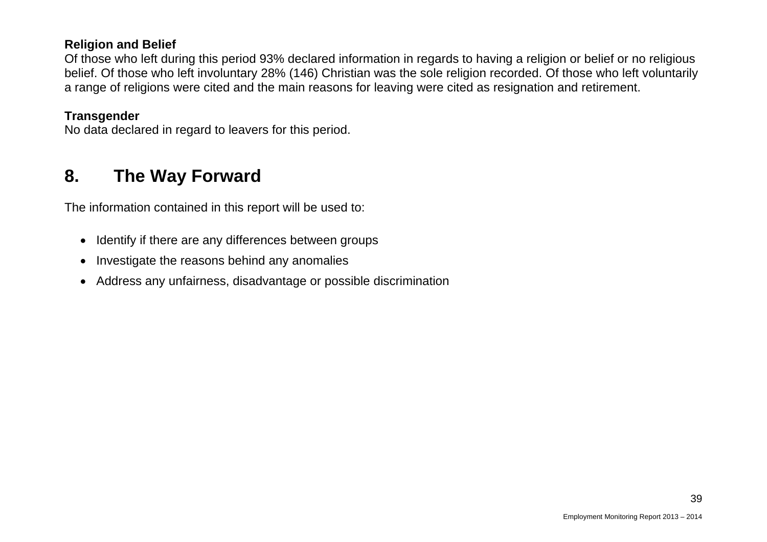**Religion and Belief**
Of those who left during this period 93% declared information in regards to having a religion or belief or no religious belief. Of those who left involuntary 28% (146) Christian was the sole religion recorded. Of those who left voluntarily a range of religions were cited and the main reasons for leaving were cited as resignation and retirement.

**Transgender**
No data declared in regard to leavers for this period.

## 8. The Way Forward

The information contained in this report will be used to:

- Identify if there are any differences between groups
- Investigate the reasons behind any anomalies
- Address any unfairness, disadvantage or possible discrimination